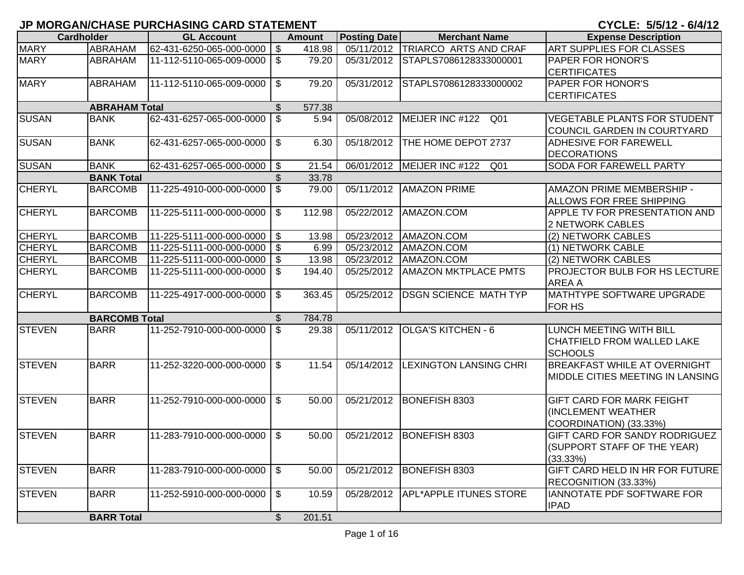# JP MORGAN/CHASE PURCHASING CARD STATEMENT

**CYCLE: 5/5/12 - 6/4/12**

| Cardholder | | GL Account | Amount | Posting Date | Merchant Name | Expense Description |
|---|---|---|---|---|---|---|
| MARY | ABRAHAM | 62-431-6250-065-000-0000 | $ 418.98 | 05/11/2012 | TRIARCO ARTS AND CRAF | ART SUPPLIES FOR CLASSES |
| MARY | ABRAHAM | 11-112-5110-065-009-0000 | $ 79.20 | 05/31/2012 | STAPLS7086128333000001 | PAPER FOR HONOR'S CERTIFICATES |
| MARY | ABRAHAM | 11-112-5110-065-009-0000 | $ 79.20 | 05/31/2012 | STAPLS7086128333000002 | PAPER FOR HONOR'S CERTIFICATES |
| | ABRAHAM Total | | $ 577.38 | | | |
| SUSAN | BANK | 62-431-6257-065-000-0000 | $ 5.94 | 05/08/2012 | MEIJER INC #122 Q01 | VEGETABLE PLANTS FOR STUDENT COUNCIL GARDEN IN COURTYARD |
| SUSAN | BANK | 62-431-6257-065-000-0000 | $ 6.30 | 05/18/2012 | THE HOME DEPOT 2737 | ADHESIVE FOR FAREWELL DECORATIONS |
| SUSAN | BANK | 62-431-6257-065-000-0000 | $ 21.54 | 06/01/2012 | MEIJER INC #122 Q01 | SODA FOR FAREWELL PARTY |
| | BANK Total | | $ 33.78 | | | |
| CHERYL | BARCOMB | 11-225-4910-000-000-0000 | $ 79.00 | 05/11/2012 | AMAZON PRIME | AMAZON PRIME MEMBERSHIP - ALLOWS FOR FREE SHIPPING |
| CHERYL | BARCOMB | 11-225-5111-000-000-0000 | $ 112.98 | 05/22/2012 | AMAZON.COM | APPLE TV FOR PRESENTATION AND 2 NETWORK CABLES |
| CHERYL | BARCOMB | 11-225-5111-000-000-0000 | $ 13.98 | 05/23/2012 | AMAZON.COM | (2) NETWORK CABLES |
| CHERYL | BARCOMB | 11-225-5111-000-000-0000 | $ 6.99 | 05/23/2012 | AMAZON.COM | (1) NETWORK CABLE |
| CHERYL | BARCOMB | 11-225-5111-000-000-0000 | $ 13.98 | 05/23/2012 | AMAZON.COM | (2) NETWORK CABLES |
| CHERYL | BARCOMB | 11-225-5111-000-000-0000 | $ 194.40 | 05/25/2012 | AMAZON MKTPLACE PMTS | PROJECTOR BULB FOR HS LECTURE AREA A |
| CHERYL | BARCOMB | 11-225-4917-000-000-0000 | $ 363.45 | 05/25/2012 | DSGN SCIENCE MATH TYP | MATHTYPE SOFTWARE UPGRADE FOR HS |
| | BARCOMB Total | | $ 784.78 | | | |
| STEVEN | BARR | 11-252-7910-000-000-0000 | $ 29.38 | 05/11/2012 | OLGA'S KITCHEN - 6 | LUNCH MEETING WITH BILL CHATFIELD FROM WALLED LAKE SCHOOLS |
| STEVEN | BARR | 11-252-3220-000-000-0000 | $ 11.54 | 05/14/2012 | LEXINGTON LANSING CHRI | BREAKFAST WHILE AT OVERNIGHT MIDDLE CITIES MEETING IN LANSING |
| STEVEN | BARR | 11-252-7910-000-000-0000 | $ 50.00 | 05/21/2012 | BONEFISH 8303 | GIFT CARD FOR MARK FEIGHT (INCLEMENT WEATHER COORDINATION) (33.33%) |
| STEVEN | BARR | 11-283-7910-000-000-0000 | $ 50.00 | 05/21/2012 | BONEFISH 8303 | GIFT CARD FOR SANDY RODRIGUEZ (SUPPORT STAFF OF THE YEAR) (33.33%) |
| STEVEN | BARR | 11-283-7910-000-000-0000 | $ 50.00 | 05/21/2012 | BONEFISH 8303 | GIFT CARD HELD IN HR FOR FUTURE RECOGNITION (33.33%) |
| STEVEN | BARR | 11-252-5910-000-000-0000 | $ 10.59 | 05/28/2012 | APL*APPLE ITUNES STORE | IANNOTATE PDF SOFTWARE FOR IPAD |
| | BARR Total | | $ 201.51 | | | |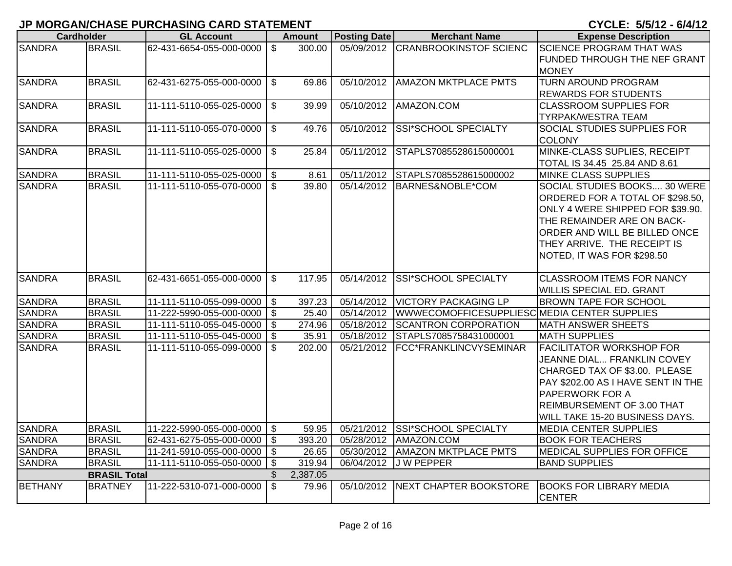## JP MORGAN/CHASE PURCHASING CARD STATEMENT

**CYCLE: 5/5/12 - 6/4/12**

| Cardholder | | GL Account | Amount | Posting Date | Merchant Name | Expense Description |
|---|---|---|---|---|---|---|
| SANDRA | BRASIL | 62-431-6654-055-000-0000 | $ 300.00 | 05/09/2012 | CRANBROOKINSTOF SCIENC | SCIENCE PROGRAM THAT WAS FUNDED THROUGH THE NEF GRANT MONEY |
| SANDRA | BRASIL | 62-431-6275-055-000-0000 | $ 69.86 | 05/10/2012 | AMAZON MKTPLACE PMTS | TURN AROUND PROGRAM REWARDS FOR STUDENTS |
| SANDRA | BRASIL | 11-111-5110-055-025-0000 | $ 39.99 | 05/10/2012 | AMAZON.COM | CLASSROOM SUPPLIES FOR TYRPAK/WESTRA TEAM |
| SANDRA | BRASIL | 11-111-5110-055-070-0000 | $ 49.76 | 05/10/2012 | SSI*SCHOOL SPECIALTY | SOCIAL STUDIES SUPPLIES FOR COLONY |
| SANDRA | BRASIL | 11-111-5110-055-025-0000 | $ 25.84 | 05/11/2012 | STAPLS7085528615000001 | MINKE-CLASS SUPLIES, RECEIPT TOTAL IS 34.45 25.84 AND 8.61 |
| SANDRA | BRASIL | 11-111-5110-055-025-0000 | $ 8.61 | 05/11/2012 | STAPLS7085528615000002 | MINKE CLASS SUPPLIES |
| SANDRA | BRASIL | 11-111-5110-055-070-0000 | $ 39.80 | 05/14/2012 | BARNES&NOBLE*COM | SOCIAL STUDIES BOOKS.... 30 WERE ORDERED FOR A TOTAL OF $298.50, ONLY 4 WERE SHIPPED FOR $39.90. THE REMAINDER ARE ON BACK-ORDER AND WILL BE BILLED ONCE THEY ARRIVE. THE RECEIPT IS NOTED, IT WAS FOR $298.50 |
| SANDRA | BRASIL | 62-431-6651-055-000-0000 | $ 117.95 | 05/14/2012 | SSI*SCHOOL SPECIALTY | CLASSROOM ITEMS FOR NANCY WILLIS SPECIAL ED. GRANT |
| SANDRA | BRASIL | 11-111-5110-055-099-0000 | $ 397.23 | 05/14/2012 | VICTORY PACKAGING LP | BROWN TAPE FOR SCHOOL |
| SANDRA | BRASIL | 11-222-5990-055-000-0000 | $ 25.40 | 05/14/2012 | WWWECOMOFFICESUPPLIESC | MEDIA CENTER SUPPLIES |
| SANDRA | BRASIL | 11-111-5110-055-045-0000 | $ 274.96 | 05/18/2012 | SCANTRON CORPORATION | MATH ANSWER SHEETS |
| SANDRA | BRASIL | 11-111-5110-055-045-0000 | $ 35.91 | 05/18/2012 | STAPLS7085758431000001 | MATH SUPPLIES |
| SANDRA | BRASIL | 11-111-5110-055-099-0000 | $ 202.00 | 05/21/2012 | FCC*FRANKLINCVYSEMINAR | FACILITATOR WORKSHOP FOR JEANNE DIAL... FRANKLIN COVEY CHARGED TAX OF $3.00. PLEASE PAY $202.00 AS I HAVE SENT IN THE PAPERWORK FOR A REIMBURSEMENT OF 3.00 THAT WILL TAKE 15-20 BUSINESS DAYS. |
| SANDRA | BRASIL | 11-222-5990-055-000-0000 | $ 59.95 | 05/21/2012 | SSI*SCHOOL SPECIALTY | MEDIA CENTER SUPPLIES |
| SANDRA | BRASIL | 62-431-6275-055-000-0000 | $ 393.20 | 05/28/2012 | AMAZON.COM | BOOK FOR TEACHERS |
| SANDRA | BRASIL | 11-241-5910-055-000-0000 | $ 26.65 | 05/30/2012 | AMAZON MKTPLACE PMTS | MEDICAL SUPPLIES FOR OFFICE |
| SANDRA | BRASIL | 11-111-5110-055-050-0000 | $ 319.94 | 06/04/2012 | J W PEPPER | BAND SUPPLIES |
| | BRASIL Total | | $ 2,387.05 | | | |
| BETHANY | BRATNEY | 11-222-5310-071-000-0000 | $ 79.96 | 05/10/2012 | NEXT CHAPTER BOOKSTORE | BOOKS FOR LIBRARY MEDIA CENTER |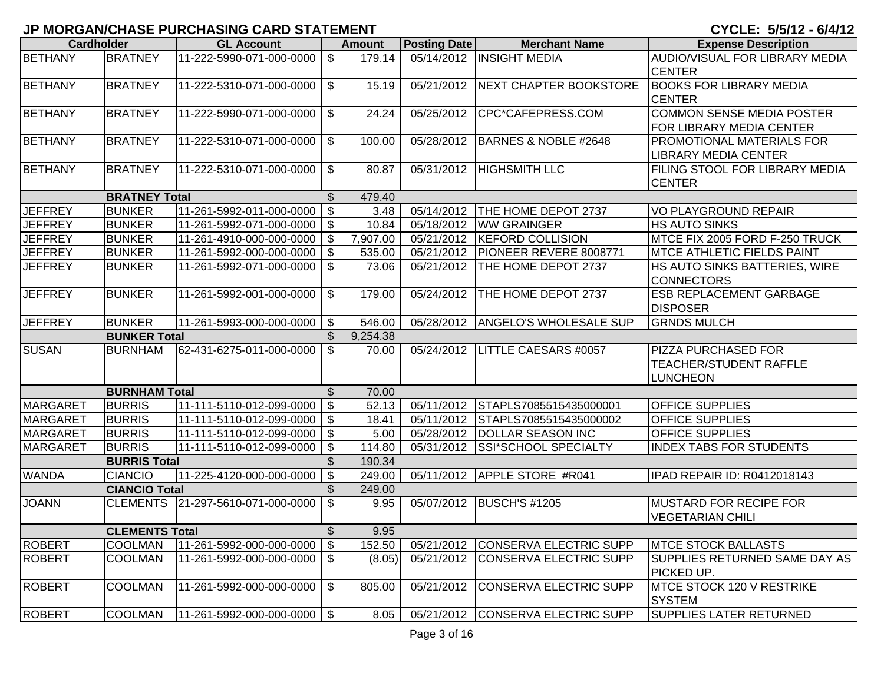# JP MORGAN/CHASE PURCHASING CARD STATEMENT

**CYCLE: 5/5/12 - 6/4/12**

| Cardholder | | GL Account | Amount | Posting Date | Merchant Name | Expense Description |
|---|---|---|---|---|---|---|
| BETHANY | BRATNEY | 11-222-5990-071-000-0000 | $ 179.14 | 05/14/2012 | INSIGHT MEDIA | AUDIO/VISUAL FOR LIBRARY MEDIA CENTER |
| BETHANY | BRATNEY | 11-222-5310-071-000-0000 | $ 15.19 | 05/21/2012 | NEXT CHAPTER BOOKSTORE | BOOKS FOR LIBRARY MEDIA CENTER |
| BETHANY | BRATNEY | 11-222-5990-071-000-0000 | $ 24.24 | 05/25/2012 | CPC*CAFEPRESS.COM | COMMON SENSE MEDIA POSTER FOR LIBRARY MEDIA CENTER |
| BETHANY | BRATNEY | 11-222-5310-071-000-0000 | $ 100.00 | 05/28/2012 | BARNES & NOBLE #2648 | PROMOTIONAL MATERIALS FOR LIBRARY MEDIA CENTER |
| BETHANY | BRATNEY | 11-222-5310-071-000-0000 | $ 80.87 | 05/31/2012 | HIGHSMITH LLC | FILING STOOL FOR LIBRARY MEDIA CENTER |
| | **BRATNEY Total** | | $ 479.40 | | | |
| JEFFREY | BUNKER | 11-261-5992-011-000-0000 | $ 3.48 | 05/14/2012 | THE HOME DEPOT 2737 | VO PLAYGROUND REPAIR |
| JEFFREY | BUNKER | 11-261-5992-071-000-0000 | $ 10.84 | 05/18/2012 | WW GRAINGER | HS AUTO SINKS |
| JEFFREY | BUNKER | 11-261-4910-000-000-0000 | $ 7,907.00 | 05/21/2012 | KEFORD COLLISION | MTCE FIX 2005 FORD F-250 TRUCK |
| JEFFREY | BUNKER | 11-261-5992-000-000-0000 | $ 535.00 | 05/21/2012 | PIONEER REVERE 8008771 | MTCE ATHLETIC FIELDS PAINT |
| JEFFREY | BUNKER | 11-261-5992-071-000-0000 | $ 73.06 | 05/21/2012 | THE HOME DEPOT 2737 | HS AUTO SINKS BATTERIES, WIRE CONNECTORS |
| JEFFREY | BUNKER | 11-261-5992-001-000-0000 | $ 179.00 | 05/24/2012 | THE HOME DEPOT 2737 | ESB REPLACEMENT GARBAGE DISPOSER |
| JEFFREY | BUNKER | 11-261-5993-000-000-0000 | $ 546.00 | 05/28/2012 | ANGELO'S WHOLESALE SUP | GRNDS MULCH |
| | **BUNKER Total** | | $ 9,254.38 | | | |
| SUSAN | BURNHAM | 62-431-6275-011-000-0000 | $ 70.00 | 05/24/2012 | LITTLE CAESARS #0057 | PIZZA PURCHASED FOR TEACHER/STUDENT RAFFLE LUNCHEON |
| | **BURNHAM Total** | | $ 70.00 | | | |
| MARGARET | BURRIS | 11-111-5110-012-099-0000 | $ 52.13 | 05/11/2012 | STAPLS7085515435000001 | OFFICE SUPPLIES |
| MARGARET | BURRIS | 11-111-5110-012-099-0000 | $ 18.41 | 05/11/2012 | STAPLS7085515435000002 | OFFICE SUPPLIES |
| MARGARET | BURRIS | 11-111-5110-012-099-0000 | $ 5.00 | 05/28/2012 | DOLLAR SEASON INC | OFFICE SUPPLIES |
| MARGARET | BURRIS | 11-111-5110-012-099-0000 | $ 114.80 | 05/31/2012 | SSI*SCHOOL SPECIALTY | INDEX TABS FOR STUDENTS |
| | **BURRIS Total** | | $ 190.34 | | | |
| WANDA | CIANCIO | 11-225-4120-000-000-0000 | $ 249.00 | 05/11/2012 | APPLE STORE #R041 | IPAD REPAIR ID: R0412018143 |
| | **CIANCIO Total** | | $ 249.00 | | | |
| JOANN | CLEMENTS | 21-297-5610-071-000-0000 | $ 9.95 | 05/07/2012 | BUSCH'S #1205 | MUSTARD FOR RECIPE FOR VEGETARIAN CHILI |
| | **CLEMENTS Total** | | $ 9.95 | | | |
| ROBERT | COOLMAN | 11-261-5992-000-000-0000 | $ 152.50 | 05/21/2012 | CONSERVA ELECTRIC SUPP | MTCE STOCK BALLASTS |
| ROBERT | COOLMAN | 11-261-5992-000-000-0000 | $ (8.05) | 05/21/2012 | CONSERVA ELECTRIC SUPP | SUPPLIES RETURNED SAME DAY AS PICKED UP. |
| ROBERT | COOLMAN | 11-261-5992-000-000-0000 | $ 805.00 | 05/21/2012 | CONSERVA ELECTRIC SUPP | MTCE STOCK 120 V RESTRIKE SYSTEM |
| ROBERT | COOLMAN | 11-261-5992-000-000-0000 | $ 8.05 | 05/21/2012 | CONSERVA ELECTRIC SUPP | SUPPLIES LATER RETURNED |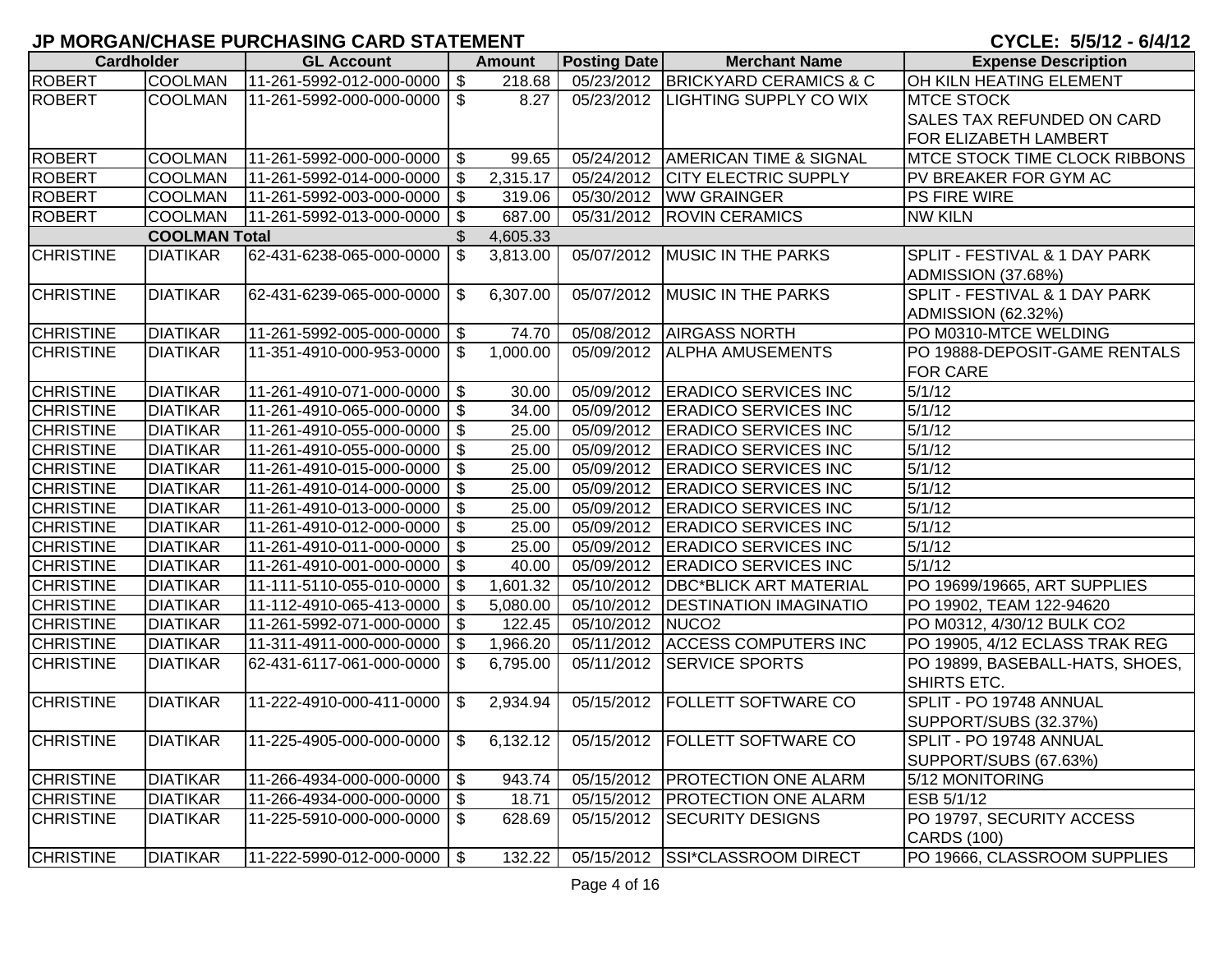## JP MORGAN/CHASE PURCHASING CARD STATEMENT

CYCLE: 5/5/12 - 6/4/12

| Cardholder | | GL Account | Amount | Posting Date | Merchant Name | Expense Description |
|---|---|---|---|---|---|---|
| ROBERT | COOLMAN | 11-261-5992-012-000-0000 | $ 218.68 | 05/23/2012 | BRICKYARD CERAMICS & C | OH KILN HEATING ELEMENT |
| ROBERT | COOLMAN | 11-261-5992-000-000-0000 | $ 8.27 | 05/23/2012 | LIGHTING SUPPLY CO WIX | MTCE STOCK SALES TAX REFUNDED ON CARD FOR ELIZABETH LAMBERT |
| ROBERT | COOLMAN | 11-261-5992-000-000-0000 | $ 99.65 | 05/24/2012 | AMERICAN TIME & SIGNAL | MTCE STOCK TIME CLOCK RIBBONS |
| ROBERT | COOLMAN | 11-261-5992-014-000-0000 | $ 2,315.17 | 05/24/2012 | CITY ELECTRIC SUPPLY | PV BREAKER FOR GYM AC |
| ROBERT | COOLMAN | 11-261-5992-003-000-0000 | $ 319.06 | 05/30/2012 | WW GRAINGER | PS FIRE WIRE |
| ROBERT | COOLMAN | 11-261-5992-013-000-0000 | $ 687.00 | 05/31/2012 | ROVIN CERAMICS | NW KILN |
| | COOLMAN Total | | $ 4,605.33 | | | |
| CHRISTINE | DIATIKAR | 62-431-6238-065-000-0000 | $ 3,813.00 | 05/07/2012 | MUSIC IN THE PARKS | SPLIT - FESTIVAL & 1 DAY PARK ADMISSION (37.68%) |
| CHRISTINE | DIATIKAR | 62-431-6239-065-000-0000 | $ 6,307.00 | 05/07/2012 | MUSIC IN THE PARKS | SPLIT - FESTIVAL & 1 DAY PARK ADMISSION (62.32%) |
| CHRISTINE | DIATIKAR | 11-261-5992-005-000-0000 | $ 74.70 | 05/08/2012 | AIRGASS NORTH | PO M0310-MTCE WELDING |
| CHRISTINE | DIATIKAR | 11-351-4910-000-953-0000 | $ 1,000.00 | 05/09/2012 | ALPHA AMUSEMENTS | PO 19888-DEPOSIT-GAME RENTALS FOR CARE |
| CHRISTINE | DIATIKAR | 11-261-4910-071-000-0000 | $ 30.00 | 05/09/2012 | ERADICO SERVICES INC | 5/1/12 |
| CHRISTINE | DIATIKAR | 11-261-4910-065-000-0000 | $ 34.00 | 05/09/2012 | ERADICO SERVICES INC | 5/1/12 |
| CHRISTINE | DIATIKAR | 11-261-4910-055-000-0000 | $ 25.00 | 05/09/2012 | ERADICO SERVICES INC | 5/1/12 |
| CHRISTINE | DIATIKAR | 11-261-4910-055-000-0000 | $ 25.00 | 05/09/2012 | ERADICO SERVICES INC | 5/1/12 |
| CHRISTINE | DIATIKAR | 11-261-4910-015-000-0000 | $ 25.00 | 05/09/2012 | ERADICO SERVICES INC | 5/1/12 |
| CHRISTINE | DIATIKAR | 11-261-4910-014-000-0000 | $ 25.00 | 05/09/2012 | ERADICO SERVICES INC | 5/1/12 |
| CHRISTINE | DIATIKAR | 11-261-4910-013-000-0000 | $ 25.00 | 05/09/2012 | ERADICO SERVICES INC | 5/1/12 |
| CHRISTINE | DIATIKAR | 11-261-4910-012-000-0000 | $ 25.00 | 05/09/2012 | ERADICO SERVICES INC | 5/1/12 |
| CHRISTINE | DIATIKAR | 11-261-4910-011-000-0000 | $ 25.00 | 05/09/2012 | ERADICO SERVICES INC | 5/1/12 |
| CHRISTINE | DIATIKAR | 11-261-4910-001-000-0000 | $ 40.00 | 05/09/2012 | ERADICO SERVICES INC | 5/1/12 |
| CHRISTINE | DIATIKAR | 11-111-5110-055-010-0000 | $ 1,601.32 | 05/10/2012 | DBC*BLICK ART MATERIAL | PO 19699/19665, ART SUPPLIES |
| CHRISTINE | DIATIKAR | 11-112-4910-065-413-0000 | $ 5,080.00 | 05/10/2012 | DESTINATION IMAGINATIO | PO 19902, TEAM 122-94620 |
| CHRISTINE | DIATIKAR | 11-261-5992-071-000-0000 | $ 122.45 | 05/10/2012 | NUCO2 | PO M0312, 4/30/12 BULK CO2 |
| CHRISTINE | DIATIKAR | 11-311-4911-000-000-0000 | $ 1,966.20 | 05/11/2012 | ACCESS COMPUTERS INC | PO 19905, 4/12 ECLASS TRAK REG |
| CHRISTINE | DIATIKAR | 62-431-6117-061-000-0000 | $ 6,795.00 | 05/11/2012 | SERVICE SPORTS | PO 19899, BASEBALL-HATS, SHOES, SHIRTS ETC. |
| CHRISTINE | DIATIKAR | 11-222-4910-000-411-0000 | $ 2,934.94 | 05/15/2012 | FOLLETT SOFTWARE CO | SPLIT - PO 19748 ANNUAL SUPPORT/SUBS (32.37%) |
| CHRISTINE | DIATIKAR | 11-225-4905-000-000-0000 | $ 6,132.12 | 05/15/2012 | FOLLETT SOFTWARE CO | SPLIT - PO 19748 ANNUAL SUPPORT/SUBS (67.63%) |
| CHRISTINE | DIATIKAR | 11-266-4934-000-000-0000 | $ 943.74 | 05/15/2012 | PROTECTION ONE ALARM | 5/12 MONITORING |
| CHRISTINE | DIATIKAR | 11-266-4934-000-000-0000 | $ 18.71 | 05/15/2012 | PROTECTION ONE ALARM | ESB 5/1/12 |
| CHRISTINE | DIATIKAR | 11-225-5910-000-000-0000 | $ 628.69 | 05/15/2012 | SECURITY DESIGNS | PO 19797, SECURITY ACCESS CARDS (100) |
| CHRISTINE | DIATIKAR | 11-222-5990-012-000-0000 | $ 132.22 | 05/15/2012 | SSI*CLASSROOM DIRECT | PO 19666, CLASSROOM SUPPLIES |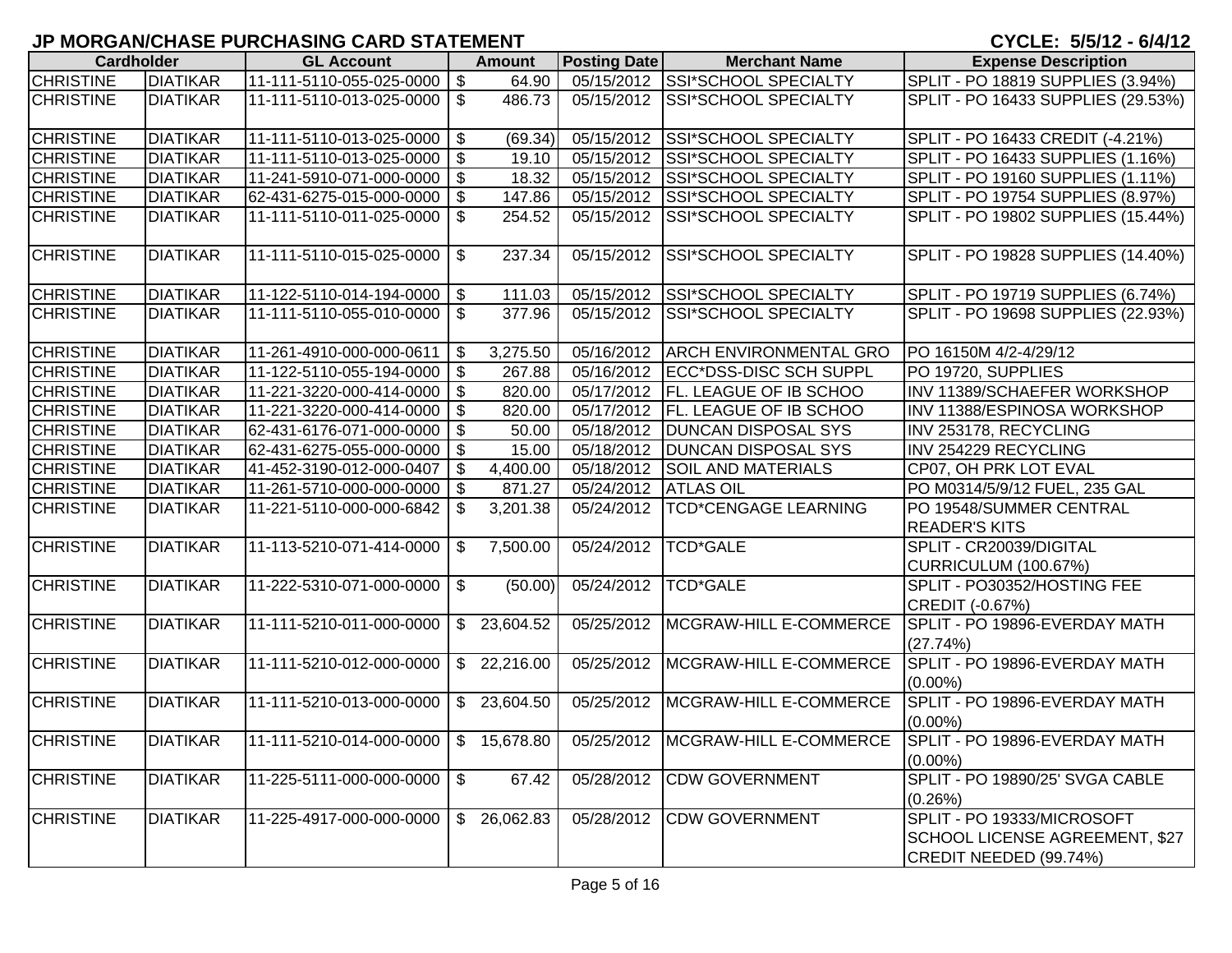# JP MORGAN/CHASE PURCHASING CARD STATEMENT

CYCLE: 5/5/12 - 6/4/12

| Cardholder | | GL Account | Amount | Posting Date | Merchant Name | Expense Description |
|---|---|---|---|---|---|---|
| CHRISTINE | DIATIKAR | 11-111-5110-055-025-0000 | $ 64.90 | 05/15/2012 | SSI*SCHOOL SPECIALTY | SPLIT - PO 18819 SUPPLIES (3.94%) |
| CHRISTINE | DIATIKAR | 11-111-5110-013-025-0000 | $ 486.73 | 05/15/2012 | SSI*SCHOOL SPECIALTY | SPLIT - PO 16433 SUPPLIES (29.53%) |
| CHRISTINE | DIATIKAR | 11-111-5110-013-025-0000 | $ (69.34) | 05/15/2012 | SSI*SCHOOL SPECIALTY | SPLIT - PO 16433 CREDIT (-4.21%) |
| CHRISTINE | DIATIKAR | 11-111-5110-013-025-0000 | $ 19.10 | 05/15/2012 | SSI*SCHOOL SPECIALTY | SPLIT - PO 16433 SUPPLIES (1.16%) |
| CHRISTINE | DIATIKAR | 11-241-5910-071-000-0000 | $ 18.32 | 05/15/2012 | SSI*SCHOOL SPECIALTY | SPLIT - PO 19160 SUPPLIES (1.11%) |
| CHRISTINE | DIATIKAR | 62-431-6275-015-000-0000 | $ 147.86 | 05/15/2012 | SSI*SCHOOL SPECIALTY | SPLIT - PO 19754 SUPPLIES (8.97%) |
| CHRISTINE | DIATIKAR | 11-111-5110-011-025-0000 | $ 254.52 | 05/15/2012 | SSI*SCHOOL SPECIALTY | SPLIT - PO 19802 SUPPLIES (15.44%) |
| CHRISTINE | DIATIKAR | 11-111-5110-015-025-0000 | $ 237.34 | 05/15/2012 | SSI*SCHOOL SPECIALTY | SPLIT - PO 19828 SUPPLIES (14.40%) |
| CHRISTINE | DIATIKAR | 11-122-5110-014-194-0000 | $ 111.03 | 05/15/2012 | SSI*SCHOOL SPECIALTY | SPLIT - PO 19719 SUPPLIES (6.74%) |
| CHRISTINE | DIATIKAR | 11-111-5110-055-010-0000 | $ 377.96 | 05/15/2012 | SSI*SCHOOL SPECIALTY | SPLIT - PO 19698 SUPPLIES (22.93%) |
| CHRISTINE | DIATIKAR | 11-261-4910-000-000-0611 | $ 3,275.50 | 05/16/2012 | ARCH ENVIRONMENTAL GRO | PO 16150M 4/2-4/29/12 |
| CHRISTINE | DIATIKAR | 11-122-5110-055-194-0000 | $ 267.88 | 05/16/2012 | ECC*DSS-DISC SCH SUPPL | PO 19720, SUPPLIES |
| CHRISTINE | DIATIKAR | 11-221-3220-000-414-0000 | $ 820.00 | 05/17/2012 | FL. LEAGUE OF IB SCHOO | INV 11389/SCHAEFER WORKSHOP |
| CHRISTINE | DIATIKAR | 11-221-3220-000-414-0000 | $ 820.00 | 05/17/2012 | FL. LEAGUE OF IB SCHOO | INV 11388/ESPINOSA WORKSHOP |
| CHRISTINE | DIATIKAR | 62-431-6176-071-000-0000 | $ 50.00 | 05/18/2012 | DUNCAN DISPOSAL SYS | INV 253178, RECYCLING |
| CHRISTINE | DIATIKAR | 62-431-6275-055-000-0000 | $ 15.00 | 05/18/2012 | DUNCAN DISPOSAL SYS | INV 254229 RECYCLING |
| CHRISTINE | DIATIKAR | 41-452-3190-012-000-0407 | $ 4,400.00 | 05/18/2012 | SOIL AND MATERIALS | CP07, OH PRK LOT EVAL |
| CHRISTINE | DIATIKAR | 11-261-5710-000-000-0000 | $ 871.27 | 05/24/2012 | ATLAS OIL | PO M0314/5/9/12 FUEL, 235 GAL |
| CHRISTINE | DIATIKAR | 11-221-5110-000-000-6842 | $ 3,201.38 | 05/24/2012 | TCD*CENGAGE LEARNING | PO 19548/SUMMER CENTRAL READER'S KITS |
| CHRISTINE | DIATIKAR | 11-113-5210-071-414-0000 | $ 7,500.00 | 05/24/2012 | TCD*GALE | SPLIT - CR20039/DIGITAL CURRICULUM (100.67%) |
| CHRISTINE | DIATIKAR | 11-222-5310-071-000-0000 | $ (50.00) | 05/24/2012 | TCD*GALE | SPLIT - PO30352/HOSTING FEE CREDIT (-0.67%) |
| CHRISTINE | DIATIKAR | 11-111-5210-011-000-0000 | $ 23,604.52 | 05/25/2012 | MCGRAW-HILL E-COMMERCE | SPLIT - PO 19896-EVERDAY MATH (27.74%) |
| CHRISTINE | DIATIKAR | 11-111-5210-012-000-0000 | $ 22,216.00 | 05/25/2012 | MCGRAW-HILL E-COMMERCE | SPLIT - PO 19896-EVERDAY MATH (0.00%) |
| CHRISTINE | DIATIKAR | 11-111-5210-013-000-0000 | $ 23,604.50 | 05/25/2012 | MCGRAW-HILL E-COMMERCE | SPLIT - PO 19896-EVERDAY MATH (0.00%) |
| CHRISTINE | DIATIKAR | 11-111-5210-014-000-0000 | $ 15,678.80 | 05/25/2012 | MCGRAW-HILL E-COMMERCE | SPLIT - PO 19896-EVERDAY MATH (0.00%) |
| CHRISTINE | DIATIKAR | 11-225-5111-000-000-0000 | $ 67.42 | 05/28/2012 | CDW GOVERNMENT | SPLIT - PO 19890/25' SVGA CABLE (0.26%) |
| CHRISTINE | DIATIKAR | 11-225-4917-000-000-0000 | $ 26,062.83 | 05/28/2012 | CDW GOVERNMENT | SPLIT - PO 19333/MICROSOFT SCHOOL LICENSE AGREEMENT, $27 CREDIT NEEDED (99.74%) |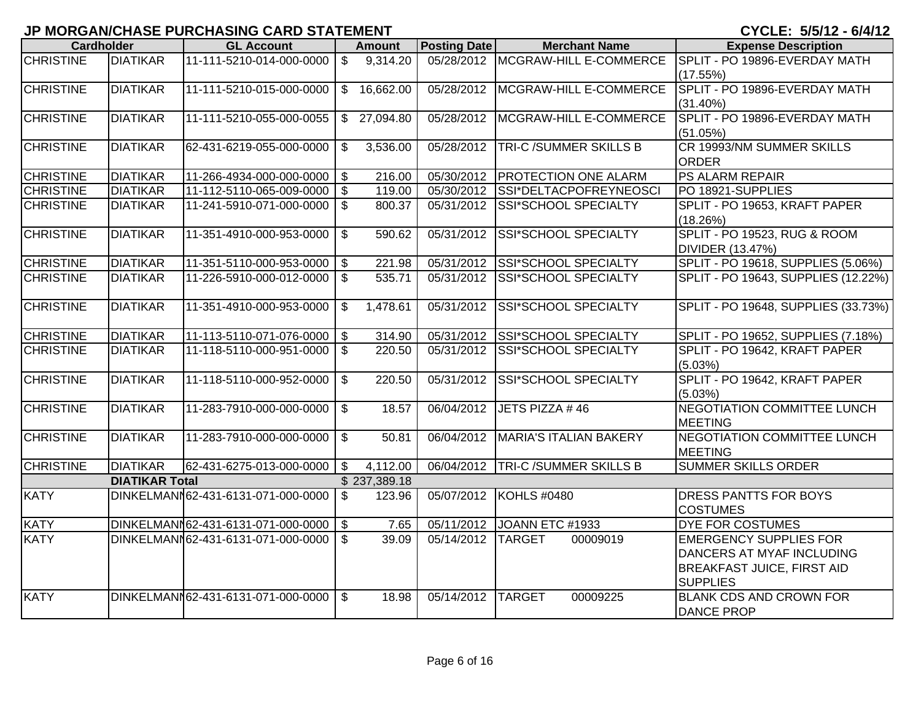## JP MORGAN/CHASE PURCHASING CARD STATEMENT

CYCLE: 5/5/12 - 6/4/12

| Cardholder | | GL Account | Amount | Posting Date | Merchant Name | Expense Description |
|---|---|---|---|---|---|---|
| CHRISTINE | DIATIKAR | 11-111-5210-014-000-0000 | $ 9,314.20 | 05/28/2012 | MCGRAW-HILL E-COMMERCE | SPLIT - PO 19896-EVERDAY MATH (17.55%) |
| CHRISTINE | DIATIKAR | 11-111-5210-015-000-0000 | $ 16,662.00 | 05/28/2012 | MCGRAW-HILL E-COMMERCE | SPLIT - PO 19896-EVERDAY MATH (31.40%) |
| CHRISTINE | DIATIKAR | 11-111-5210-055-000-0055 | $ 27,094.80 | 05/28/2012 | MCGRAW-HILL E-COMMERCE | SPLIT - PO 19896-EVERDAY MATH (51.05%) |
| CHRISTINE | DIATIKAR | 62-431-6219-055-000-0000 | $ 3,536.00 | 05/28/2012 | TRI-C /SUMMER SKILLS B | CR 19993/NM SUMMER SKILLS ORDER |
| CHRISTINE | DIATIKAR | 11-266-4934-000-000-0000 | $ 216.00 | 05/30/2012 | PROTECTION ONE ALARM | PS ALARM REPAIR |
| CHRISTINE | DIATIKAR | 11-112-5110-065-009-0000 | $ 119.00 | 05/30/2012 | SSI*DELTACPOFREYNEOSCI | PO 18921-SUPPLIES |
| CHRISTINE | DIATIKAR | 11-241-5910-071-000-0000 | $ 800.37 | 05/31/2012 | SSI*SCHOOL SPECIALTY | SPLIT - PO 19653, KRAFT PAPER (18.26%) |
| CHRISTINE | DIATIKAR | 11-351-4910-000-953-0000 | $ 590.62 | 05/31/2012 | SSI*SCHOOL SPECIALTY | SPLIT - PO 19523, RUG & ROOM DIVIDER (13.47%) |
| CHRISTINE | DIATIKAR | 11-351-5110-000-953-0000 | $ 221.98 | 05/31/2012 | SSI*SCHOOL SPECIALTY | SPLIT - PO 19618, SUPPLIES (5.06%) |
| CHRISTINE | DIATIKAR | 11-226-5910-000-012-0000 | $ 535.71 | 05/31/2012 | SSI*SCHOOL SPECIALTY | SPLIT - PO 19643, SUPPLIES (12.22%) |
| CHRISTINE | DIATIKAR | 11-351-4910-000-953-0000 | $ 1,478.61 | 05/31/2012 | SSI*SCHOOL SPECIALTY | SPLIT - PO 19648, SUPPLIES (33.73%) |
| CHRISTINE | DIATIKAR | 11-113-5110-071-076-0000 | $ 314.90 | 05/31/2012 | SSI*SCHOOL SPECIALTY | SPLIT - PO 19652, SUPPLIES (7.18%) |
| CHRISTINE | DIATIKAR | 11-118-5110-000-951-0000 | $ 220.50 | 05/31/2012 | SSI*SCHOOL SPECIALTY | SPLIT - PO 19642, KRAFT PAPER (5.03%) |
| CHRISTINE | DIATIKAR | 11-118-5110-000-952-0000 | $ 220.50 | 05/31/2012 | SSI*SCHOOL SPECIALTY | SPLIT - PO 19642, KRAFT PAPER (5.03%) |
| CHRISTINE | DIATIKAR | 11-283-7910-000-000-0000 | $ 18.57 | 06/04/2012 | JETS PIZZA # 46 | NEGOTIATION COMMITTEE LUNCH MEETING |
| CHRISTINE | DIATIKAR | 11-283-7910-000-000-0000 | $ 50.81 | 06/04/2012 | MARIA'S ITALIAN BAKERY | NEGOTIATION COMMITTEE LUNCH MEETING |
| CHRISTINE | DIATIKAR | 62-431-6275-013-000-0000 | $ 4,112.00 | 06/04/2012 | TRI-C /SUMMER SKILLS B | SUMMER SKILLS ORDER |
| | DIATIKAR Total | | $ 237,389.18 | | | |
| KATY | DINKELMANN | 62-431-6131-071-000-0000 | $ 123.96 | 05/07/2012 | KOHLS #0480 | DRESS PANTTS FOR BOYS COSTUMES |
| KATY | DINKELMANN | 62-431-6131-071-000-0000 | $ 7.65 | 05/11/2012 | JOANN ETC #1933 | DYE FOR COSTUMES |
| KATY | DINKELMANN | 62-431-6131-071-000-0000 | $ 39.09 | 05/14/2012 | TARGET 00009019 | EMERGENCY SUPPLIES FOR DANCERS AT MYAF INCLUDING BREAKFAST JUICE, FIRST AID SUPPLIES |
| KATY | DINKELMANN | 62-431-6131-071-000-0000 | $ 18.98 | 05/14/2012 | TARGET 00009225 | BLANK CDS AND CROWN FOR DANCE PROP |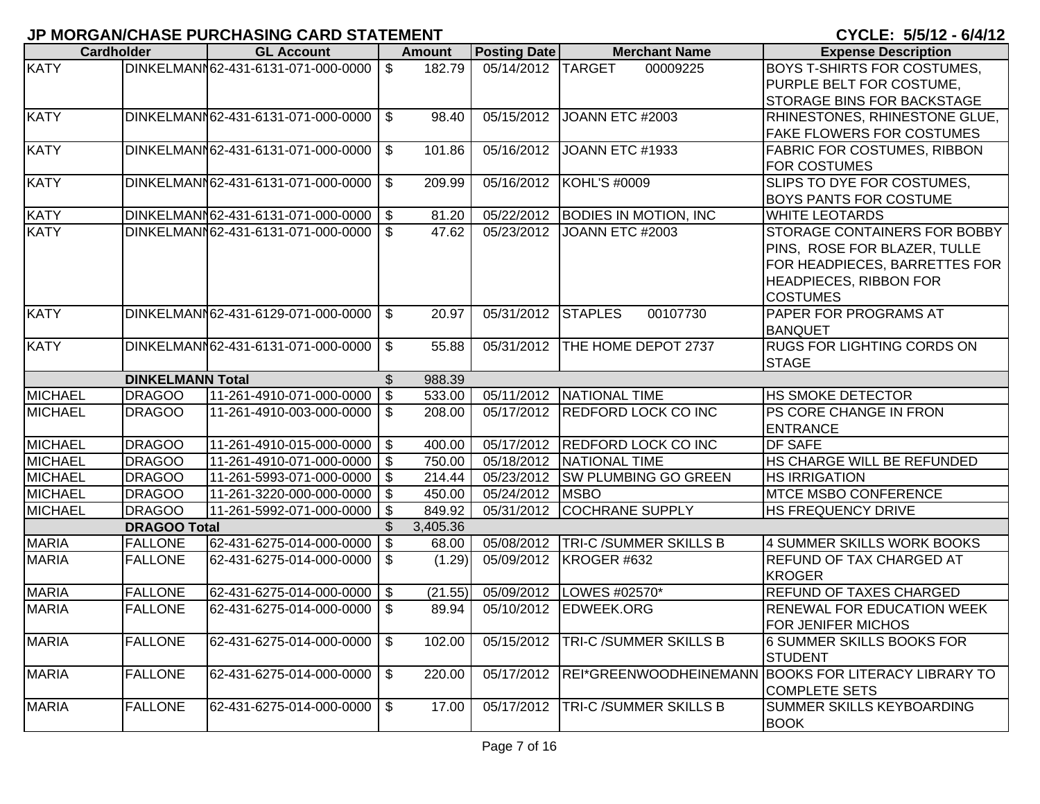## JP MORGAN/CHASE PURCHASING CARD STATEMENT

**CYCLE: 5/5/12 - 6/4/12**

| Cardholder | | GL Account | Amount | Posting Date | Merchant Name | Expense Description |
|---|---|---|---|---|---|---|
| KATY | DINKELMANN | 62-431-6131-071-000-0000 | $ 182.79 | 05/14/2012 | TARGET 00009225 | BOYS T-SHIRTS FOR COSTUMES, PURPLE BELT FOR COSTUME, STORAGE BINS FOR BACKSTAGE |
| KATY | DINKELMANN | 62-431-6131-071-000-0000 | $ 98.40 | 05/15/2012 | JOANN ETC #2003 | RHINESTONES, RHINESTONE GLUE, FAKE FLOWERS FOR COSTUMES |
| KATY | DINKELMANN | 62-431-6131-071-000-0000 | $ 101.86 | 05/16/2012 | JOANN ETC #1933 | FABRIC FOR COSTUMES, RIBBON FOR COSTUMES |
| KATY | DINKELMANN | 62-431-6131-071-000-0000 | $ 209.99 | 05/16/2012 | KOHL'S #0009 | SLIPS TO DYE FOR COSTUMES, BOYS PANTS FOR COSTUME |
| KATY | DINKELMANN | 62-431-6131-071-000-0000 | $ 81.20 | 05/22/2012 | BODIES IN MOTION, INC | WHITE LEOTARDS |
| KATY | DINKELMANN | 62-431-6131-071-000-0000 | $ 47.62 | 05/23/2012 | JOANN ETC #2003 | STORAGE CONTAINERS FOR BOBBY PINS, ROSE FOR BLAZER, TULLE FOR HEADPIECES, BARRETTES FOR HEADPIECES, RIBBON FOR COSTUMES |
| KATY | DINKELMANN | 62-431-6129-071-000-0000 | $ 20.97 | 05/31/2012 | STAPLES 00107730 | PAPER FOR PROGRAMS AT BANQUET |
| KATY | DINKELMANN | 62-431-6131-071-000-0000 | $ 55.88 | 05/31/2012 | THE HOME DEPOT 2737 | RUGS FOR LIGHTING CORDS ON STAGE |
| | **DINKELMANN Total** | | $ 988.39 | | | |
| MICHAEL | DRAGOO | 11-261-4910-071-000-0000 | $ 533.00 | 05/11/2012 | NATIONAL TIME | HS SMOKE DETECTOR |
| MICHAEL | DRAGOO | 11-261-4910-003-000-0000 | $ 208.00 | 05/17/2012 | REDFORD LOCK CO INC | PS CORE CHANGE IN FRON ENTRANCE |
| MICHAEL | DRAGOO | 11-261-4910-015-000-0000 | $ 400.00 | 05/17/2012 | REDFORD LOCK CO INC | DF SAFE |
| MICHAEL | DRAGOO | 11-261-4910-071-000-0000 | $ 750.00 | 05/18/2012 | NATIONAL TIME | HS CHARGE WILL BE REFUNDED |
| MICHAEL | DRAGOO | 11-261-5993-071-000-0000 | $ 214.44 | 05/23/2012 | SW PLUMBING GO GREEN | HS IRRIGATION |
| MICHAEL | DRAGOO | 11-261-3220-000-000-0000 | $ 450.00 | 05/24/2012 | MSBO | MTCE MSBO CONFERENCE |
| MICHAEL | DRAGOO | 11-261-5992-071-000-0000 | $ 849.92 | 05/31/2012 | COCHRANE SUPPLY | HS FREQUENCY DRIVE |
| | **DRAGOO Total** | | $ 3,405.36 | | | |
| MARIA | FALLONE | 62-431-6275-014-000-0000 | $ 68.00 | 05/08/2012 | TRI-C /SUMMER SKILLS B | 4 SUMMER SKILLS WORK BOOKS |
| MARIA | FALLONE | 62-431-6275-014-000-0000 | $ (1.29) | 05/09/2012 | KROGER #632 | REFUND OF TAX CHARGED AT KROGER |
| MARIA | FALLONE | 62-431-6275-014-000-0000 | $ (21.55) | 05/09/2012 | LOWES #02570* | REFUND OF TAXES CHARGED |
| MARIA | FALLONE | 62-431-6275-014-000-0000 | $ 89.94 | 05/10/2012 | EDWEEK.ORG | RENEWAL FOR EDUCATION WEEK FOR JENIFER MICHOS |
| MARIA | FALLONE | 62-431-6275-014-000-0000 | $ 102.00 | 05/15/2012 | TRI-C /SUMMER SKILLS B | 6 SUMMER SKILLS BOOKS FOR STUDENT |
| MARIA | FALLONE | 62-431-6275-014-000-0000 | $ 220.00 | 05/17/2012 | REI*GREENWOODHEINEMANN | BOOKS FOR LITERACY LIBRARY TO COMPLETE SETS |
| MARIA | FALLONE | 62-431-6275-014-000-0000 | $ 17.00 | 05/17/2012 | TRI-C /SUMMER SKILLS B | SUMMER SKILLS KEYBOARDING BOOK |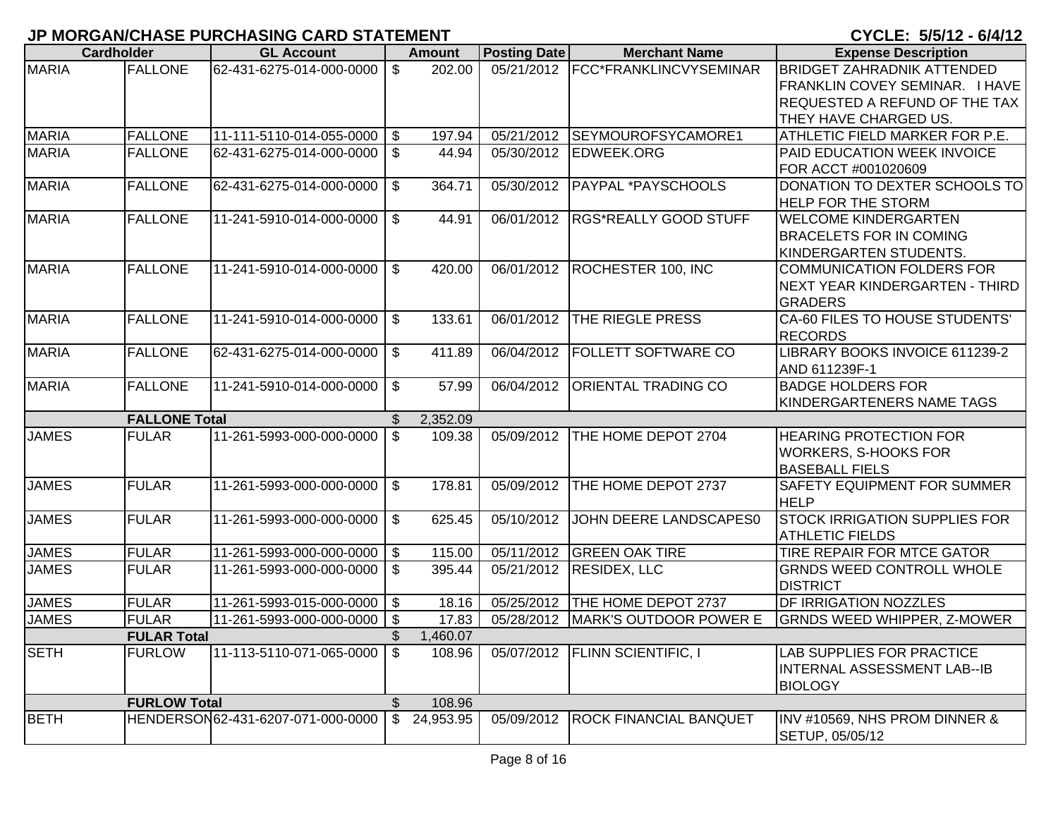## JP MORGAN/CHASE PURCHASING CARD STATEMENT

**CYCLE: 5/5/12 - 6/4/12**

| Cardholder | | GL Account | Amount | Posting Date | Merchant Name | Expense Description |
|---|---|---|---|---|---|---|
| MARIA | FALLONE | 62-431-6275-014-000-0000 | $ 202.00 | 05/21/2012 | FCC*FRANKLINCVYSEMINAR | BRIDGET ZAHRADNIK ATTENDED FRANKLIN COVEY SEMINAR. I HAVE REQUESTED A REFUND OF THE TAX THEY HAVE CHARGED US. |
| MARIA | FALLONE | 11-111-5110-014-055-0000 | $ 197.94 | 05/21/2012 | SEYMOUROFSYCAMORE1 | ATHLETIC FIELD MARKER FOR P.E. |
| MARIA | FALLONE | 62-431-6275-014-000-0000 | $ 44.94 | 05/30/2012 | EDWEEK.ORG | PAID EDUCATION WEEK INVOICE FOR ACCT #001020609 |
| MARIA | FALLONE | 62-431-6275-014-000-0000 | $ 364.71 | 05/30/2012 | PAYPAL *PAYSCHOOLS | DONATION TO DEXTER SCHOOLS TO HELP FOR THE STORM |
| MARIA | FALLONE | 11-241-5910-014-000-0000 | $ 44.91 | 06/01/2012 | RGS*REALLY GOOD STUFF | WELCOME KINDERGARTEN BRACELETS FOR IN COMING KINDERGARTEN STUDENTS. |
| MARIA | FALLONE | 11-241-5910-014-000-0000 | $ 420.00 | 06/01/2012 | ROCHESTER 100, INC | COMMUNICATION FOLDERS FOR NEXT YEAR KINDERGARTEN - THIRD GRADERS |
| MARIA | FALLONE | 11-241-5910-014-000-0000 | $ 133.61 | 06/01/2012 | THE RIEGLE PRESS | CA-60 FILES TO HOUSE STUDENTS' RECORDS |
| MARIA | FALLONE | 62-431-6275-014-000-0000 | $ 411.89 | 06/04/2012 | FOLLETT SOFTWARE CO | LIBRARY BOOKS INVOICE 611239-2 AND 611239F-1 |
| MARIA | FALLONE | 11-241-5910-014-000-0000 | $ 57.99 | 06/04/2012 | ORIENTAL TRADING CO | BADGE HOLDERS FOR KINDERGARTENERS NAME TAGS |
| | **FALLONE Total** | | $ 2,352.09 | | | |
| JAMES | FULAR | 11-261-5993-000-000-0000 | $ 109.38 | 05/09/2012 | THE HOME DEPOT 2704 | HEARING PROTECTION FOR WORKERS, S-HOOKS FOR BASEBALL FIELS |
| JAMES | FULAR | 11-261-5993-000-000-0000 | $ 178.81 | 05/09/2012 | THE HOME DEPOT 2737 | SAFETY EQUIPMENT FOR SUMMER HELP |
| JAMES | FULAR | 11-261-5993-000-000-0000 | $ 625.45 | 05/10/2012 | JOHN DEERE LANDSCAPES0 | STOCK IRRIGATION SUPPLIES FOR ATHLETIC FIELDS |
| JAMES | FULAR | 11-261-5993-000-000-0000 | $ 115.00 | 05/11/2012 | GREEN OAK TIRE | TIRE REPAIR FOR MTCE GATOR |
| JAMES | FULAR | 11-261-5993-000-000-0000 | $ 395.44 | 05/21/2012 | RESIDEX, LLC | GRNDS WEED CONTROLL WHOLE DISTRICT |
| JAMES | FULAR | 11-261-5993-015-000-0000 | $ 18.16 | 05/25/2012 | THE HOME DEPOT 2737 | DF IRRIGATION NOZZLES |
| JAMES | FULAR | 11-261-5993-000-000-0000 | $ 17.83 | 05/28/2012 | MARK'S OUTDOOR POWER E | GRNDS WEED WHIPPER, Z-MOWER |
| | **FULAR Total** | | $ 1,460.07 | | | |
| SETH | FURLOW | 11-113-5110-071-065-0000 | $ 108.96 | 05/07/2012 | FLINN SCIENTIFIC, I | LAB SUPPLIES FOR PRACTICE INTERNAL ASSESSMENT LAB--IB BIOLOGY |
| | **FURLOW Total** | | $ 108.96 | | | |
| BETH | HENDERSON | 62-431-6207-071-000-0000 | $ 24,953.95 | 05/09/2012 | ROCK FINANCIAL BANQUET | INV #10569, NHS PROM DINNER & SETUP, 05/05/12 |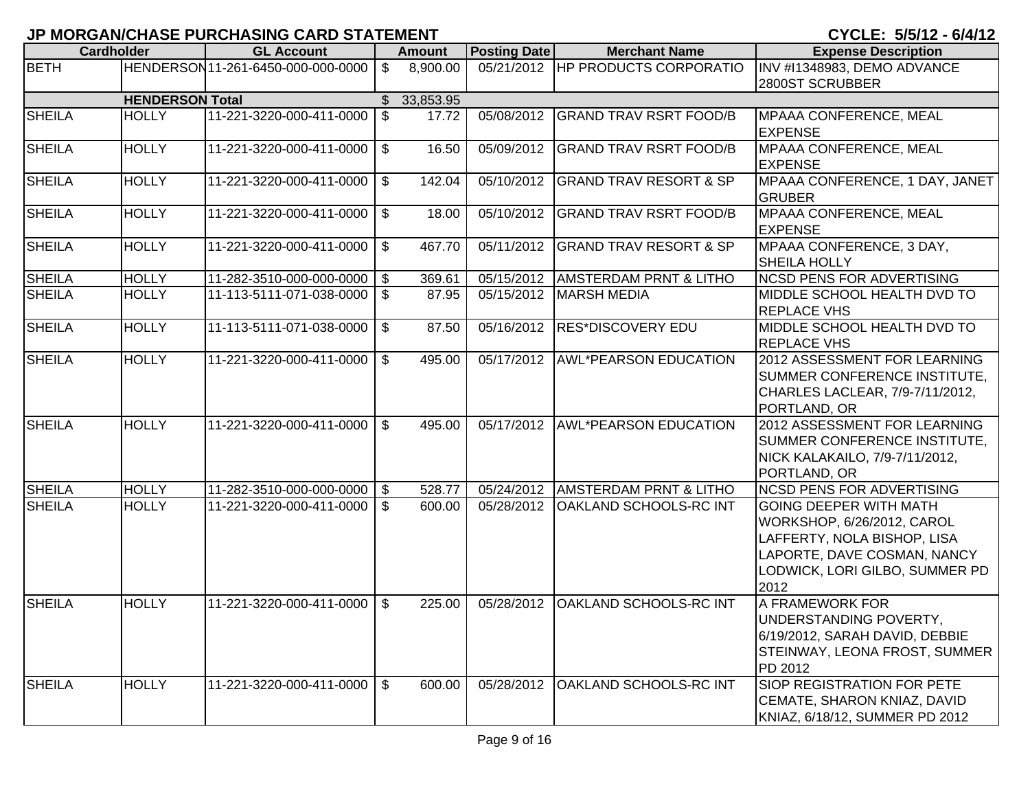# JP MORGAN/CHASE PURCHASING CARD STATEMENT

**CYCLE: 5/5/12 - 6/4/12**

| Cardholder | | GL Account | Amount | Posting Date | Merchant Name | Expense Description |
|---|---|---|---|---|---|---|
| BETH | HENDERSON | 11-261-6450-000-000-0000 | $ 8,900.00 | 05/21/2012 | HP PRODUCTS CORPORATIO | INV #I1348983, DEMO ADVANCE 2800ST SCRUBBER |
| | HENDERSON Total | | $ 33,853.95 | | | |
| SHEILA | HOLLY | 11-221-3220-000-411-0000 | $ 17.72 | 05/08/2012 | GRAND TRAV RSRT FOOD/B | MPAAA CONFERENCE, MEAL EXPENSE |
| SHEILA | HOLLY | 11-221-3220-000-411-0000 | $ 16.50 | 05/09/2012 | GRAND TRAV RSRT FOOD/B | MPAAA CONFERENCE, MEAL EXPENSE |
| SHEILA | HOLLY | 11-221-3220-000-411-0000 | $ 142.04 | 05/10/2012 | GRAND TRAV RESORT & SP | MPAAA CONFERENCE, 1 DAY, JANET GRUBER |
| SHEILA | HOLLY | 11-221-3220-000-411-0000 | $ 18.00 | 05/10/2012 | GRAND TRAV RSRT FOOD/B | MPAAA CONFERENCE, MEAL EXPENSE |
| SHEILA | HOLLY | 11-221-3220-000-411-0000 | $ 467.70 | 05/11/2012 | GRAND TRAV RESORT & SP | MPAAA CONFERENCE, 3 DAY, SHEILA HOLLY |
| SHEILA | HOLLY | 11-282-3510-000-000-0000 | $ 369.61 | 05/15/2012 | AMSTERDAM PRNT & LITHO | NCSD PENS FOR ADVERTISING |
| SHEILA | HOLLY | 11-113-5111-071-038-0000 | $ 87.95 | 05/15/2012 | MARSH MEDIA | MIDDLE SCHOOL HEALTH DVD TO REPLACE VHS |
| SHEILA | HOLLY | 11-113-5111-071-038-0000 | $ 87.50 | 05/16/2012 | RES*DISCOVERY EDU | MIDDLE SCHOOL HEALTH DVD TO REPLACE VHS |
| SHEILA | HOLLY | 11-221-3220-000-411-0000 | $ 495.00 | 05/17/2012 | AWL*PEARSON EDUCATION | 2012 ASSESSMENT FOR LEARNING SUMMER CONFERENCE INSTITUTE, CHARLES LACLEAR, 7/9-7/11/2012, PORTLAND, OR |
| SHEILA | HOLLY | 11-221-3220-000-411-0000 | $ 495.00 | 05/17/2012 | AWL*PEARSON EDUCATION | 2012 ASSESSMENT FOR LEARNING SUMMER CONFERENCE INSTITUTE, NICK KALAKAILO, 7/9-7/11/2012, PORTLAND, OR |
| SHEILA | HOLLY | 11-282-3510-000-000-0000 | $ 528.77 | 05/24/2012 | AMSTERDAM PRNT & LITHO | NCSD PENS FOR ADVERTISING |
| SHEILA | HOLLY | 11-221-3220-000-411-0000 | $ 600.00 | 05/28/2012 | OAKLAND SCHOOLS-RC INT | GOING DEEPER WITH MATH WORKSHOP, 6/26/2012, CAROL LAFFERTY, NOLA BISHOP, LISA LAPORTE, DAVE COSMAN, NANCY LODWICK, LORI GILBO, SUMMER PD 2012 |
| SHEILA | HOLLY | 11-221-3220-000-411-0000 | $ 225.00 | 05/28/2012 | OAKLAND SCHOOLS-RC INT | A FRAMEWORK FOR UNDERSTANDING POVERTY, 6/19/2012, SARAH DAVID, DEBBIE STEINWAY, LEONA FROST, SUMMER PD 2012 |
| SHEILA | HOLLY | 11-221-3220-000-411-0000 | $ 600.00 | 05/28/2012 | OAKLAND SCHOOLS-RC INT | SIOP REGISTRATION FOR PETE CEMATE, SHARON KNIAZ, DAVID KNIAZ, 6/18/12, SUMMER PD 2012 |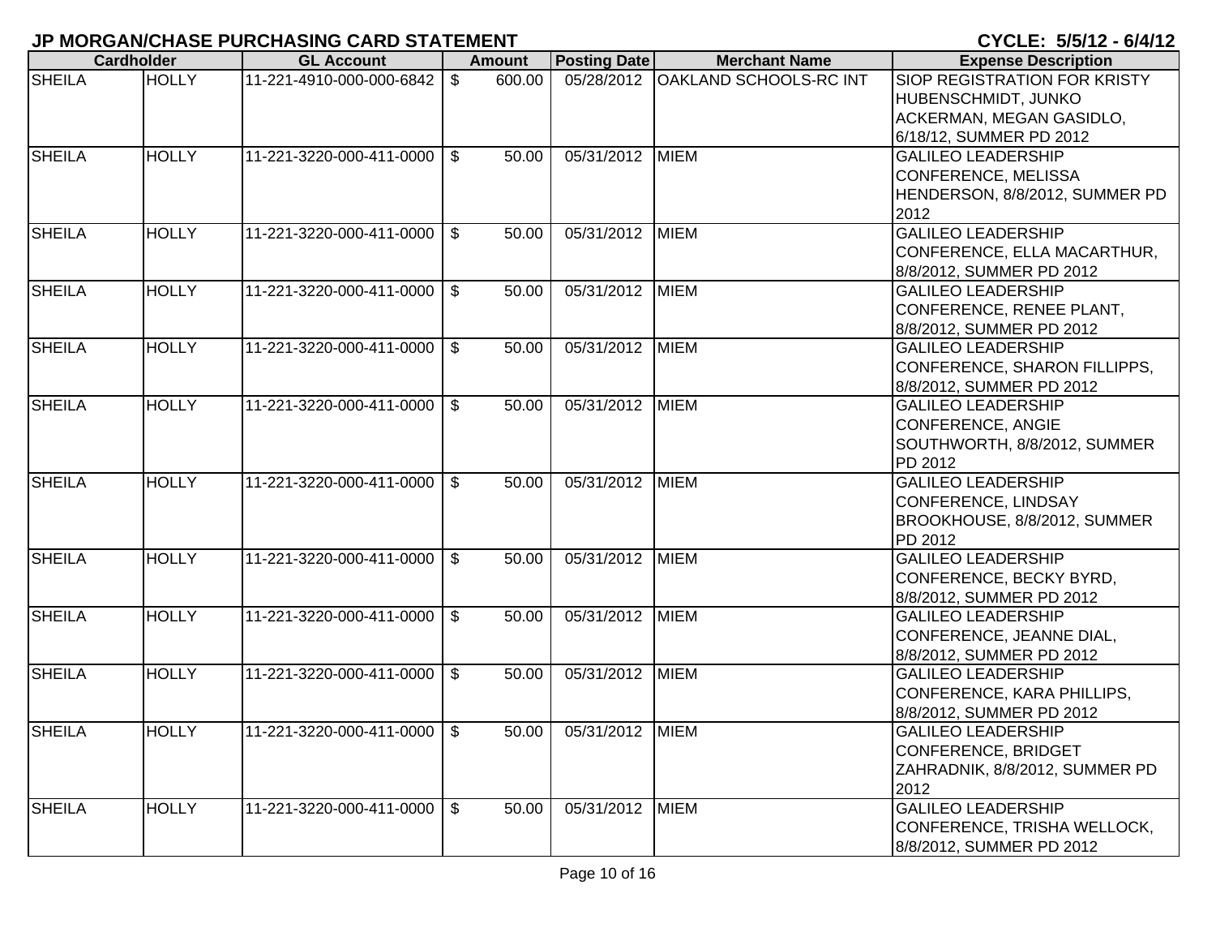**JP MORGAN/CHASE PURCHASING CARD STATEMENT** **CYCLE: 5/5/12 - 6/4/12**

| Cardholder | | GL Account | Amount | Posting Date | Merchant Name | Expense Description |
|---|---|---|---|---|---|---|
| SHEILA | HOLLY | 11-221-4910-000-000-6842 | $ 600.00 | 05/28/2012 | OAKLAND SCHOOLS-RC INT | SIOP REGISTRATION FOR KRISTY HUBENSCHMIDT, JUNKO ACKERMAN, MEGAN GASIDLO, 6/18/12, SUMMER PD 2012 |
| SHEILA | HOLLY | 11-221-3220-000-411-0000 | $ 50.00 | 05/31/2012 | MIEM | GALILEO LEADERSHIP CONFERENCE, MELISSA HENDERSON, 8/8/2012, SUMMER PD 2012 |
| SHEILA | HOLLY | 11-221-3220-000-411-0000 | $ 50.00 | 05/31/2012 | MIEM | GALILEO LEADERSHIP CONFERENCE, ELLA MACARTHUR, 8/8/2012, SUMMER PD 2012 |
| SHEILA | HOLLY | 11-221-3220-000-411-0000 | $ 50.00 | 05/31/2012 | MIEM | GALILEO LEADERSHIP CONFERENCE, RENEE PLANT, 8/8/2012, SUMMER PD 2012 |
| SHEILA | HOLLY | 11-221-3220-000-411-0000 | $ 50.00 | 05/31/2012 | MIEM | GALILEO LEADERSHIP CONFERENCE, SHARON FILLIPPS, 8/8/2012, SUMMER PD 2012 |
| SHEILA | HOLLY | 11-221-3220-000-411-0000 | $ 50.00 | 05/31/2012 | MIEM | GALILEO LEADERSHIP CONFERENCE, ANGIE SOUTHWORTH, 8/8/2012, SUMMER PD 2012 |
| SHEILA | HOLLY | 11-221-3220-000-411-0000 | $ 50.00 | 05/31/2012 | MIEM | GALILEO LEADERSHIP CONFERENCE, LINDSAY BROOKHOUSE, 8/8/2012, SUMMER PD 2012 |
| SHEILA | HOLLY | 11-221-3220-000-411-0000 | $ 50.00 | 05/31/2012 | MIEM | GALILEO LEADERSHIP CONFERENCE, BECKY BYRD, 8/8/2012, SUMMER PD 2012 |
| SHEILA | HOLLY | 11-221-3220-000-411-0000 | $ 50.00 | 05/31/2012 | MIEM | GALILEO LEADERSHIP CONFERENCE, JEANNE DIAL, 8/8/2012, SUMMER PD 2012 |
| SHEILA | HOLLY | 11-221-3220-000-411-0000 | $ 50.00 | 05/31/2012 | MIEM | GALILEO LEADERSHIP CONFERENCE, KARA PHILLIPS, 8/8/2012, SUMMER PD 2012 |
| SHEILA | HOLLY | 11-221-3220-000-411-0000 | $ 50.00 | 05/31/2012 | MIEM | GALILEO LEADERSHIP CONFERENCE, BRIDGET ZAHRADNIK, 8/8/2012, SUMMER PD 2012 |
| SHEILA | HOLLY | 11-221-3220-000-411-0000 | $ 50.00 | 05/31/2012 | MIEM | GALILEO LEADERSHIP CONFERENCE, TRISHA WELLOCK, 8/8/2012, SUMMER PD 2012 |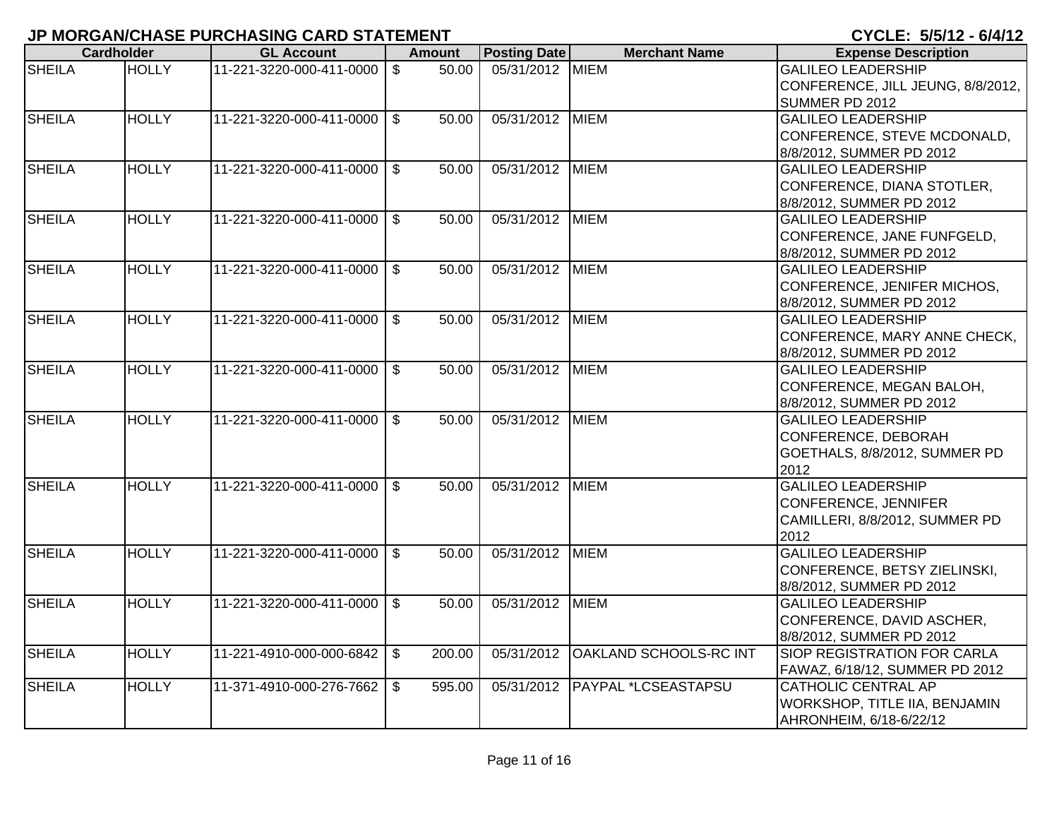# JP MORGAN/CHASE PURCHASING CARD STATEMENT

**CYCLE: 5/5/12 - 6/4/12**

| Cardholder | | GL Account | Amount | Posting Date | Merchant Name | Expense Description |
|---|---|---|---|---|---|---|
| SHEILA | HOLLY | 11-221-3220-000-411-0000 | $ 50.00 | 05/31/2012 | MIEM | GALILEO LEADERSHIP CONFERENCE, JILL JEUNG, 8/8/2012, SUMMER PD 2012 |
| SHEILA | HOLLY | 11-221-3220-000-411-0000 | $ 50.00 | 05/31/2012 | MIEM | GALILEO LEADERSHIP CONFERENCE, STEVE MCDONALD, 8/8/2012, SUMMER PD 2012 |
| SHEILA | HOLLY | 11-221-3220-000-411-0000 | $ 50.00 | 05/31/2012 | MIEM | GALILEO LEADERSHIP CONFERENCE, DIANA STOTLER, 8/8/2012, SUMMER PD 2012 |
| SHEILA | HOLLY | 11-221-3220-000-411-0000 | $ 50.00 | 05/31/2012 | MIEM | GALILEO LEADERSHIP CONFERENCE, JANE FUNFGELD, 8/8/2012, SUMMER PD 2012 |
| SHEILA | HOLLY | 11-221-3220-000-411-0000 | $ 50.00 | 05/31/2012 | MIEM | GALILEO LEADERSHIP CONFERENCE, JENIFER MICHOS, 8/8/2012, SUMMER PD 2012 |
| SHEILA | HOLLY | 11-221-3220-000-411-0000 | $ 50.00 | 05/31/2012 | MIEM | GALILEO LEADERSHIP CONFERENCE, MARY ANNE CHECK, 8/8/2012, SUMMER PD 2012 |
| SHEILA | HOLLY | 11-221-3220-000-411-0000 | $ 50.00 | 05/31/2012 | MIEM | GALILEO LEADERSHIP CONFERENCE, MEGAN BALOH, 8/8/2012, SUMMER PD 2012 |
| SHEILA | HOLLY | 11-221-3220-000-411-0000 | $ 50.00 | 05/31/2012 | MIEM | GALILEO LEADERSHIP CONFERENCE, DEBORAH GOETHALS, 8/8/2012, SUMMER PD 2012 |
| SHEILA | HOLLY | 11-221-3220-000-411-0000 | $ 50.00 | 05/31/2012 | MIEM | GALILEO LEADERSHIP CONFERENCE, JENNIFER CAMILLERI, 8/8/2012, SUMMER PD 2012 |
| SHEILA | HOLLY | 11-221-3220-000-411-0000 | $ 50.00 | 05/31/2012 | MIEM | GALILEO LEADERSHIP CONFERENCE, BETSY ZIELINSKI, 8/8/2012, SUMMER PD 2012 |
| SHEILA | HOLLY | 11-221-3220-000-411-0000 | $ 50.00 | 05/31/2012 | MIEM | GALILEO LEADERSHIP CONFERENCE, DAVID ASCHER, 8/8/2012, SUMMER PD 2012 |
| SHEILA | HOLLY | 11-221-4910-000-000-6842 | $ 200.00 | 05/31/2012 | OAKLAND SCHOOLS-RC INT | SIOP REGISTRATION FOR CARLA FAWAZ, 6/18/12, SUMMER PD 2012 |
| SHEILA | HOLLY | 11-371-4910-000-276-7662 | $ 595.00 | 05/31/2012 | PAYPAL *LCSEASTAPSU | CATHOLIC CENTRAL AP WORKSHOP, TITLE IIA, BENJAMIN AHRONHEIM, 6/18-6/22/12 |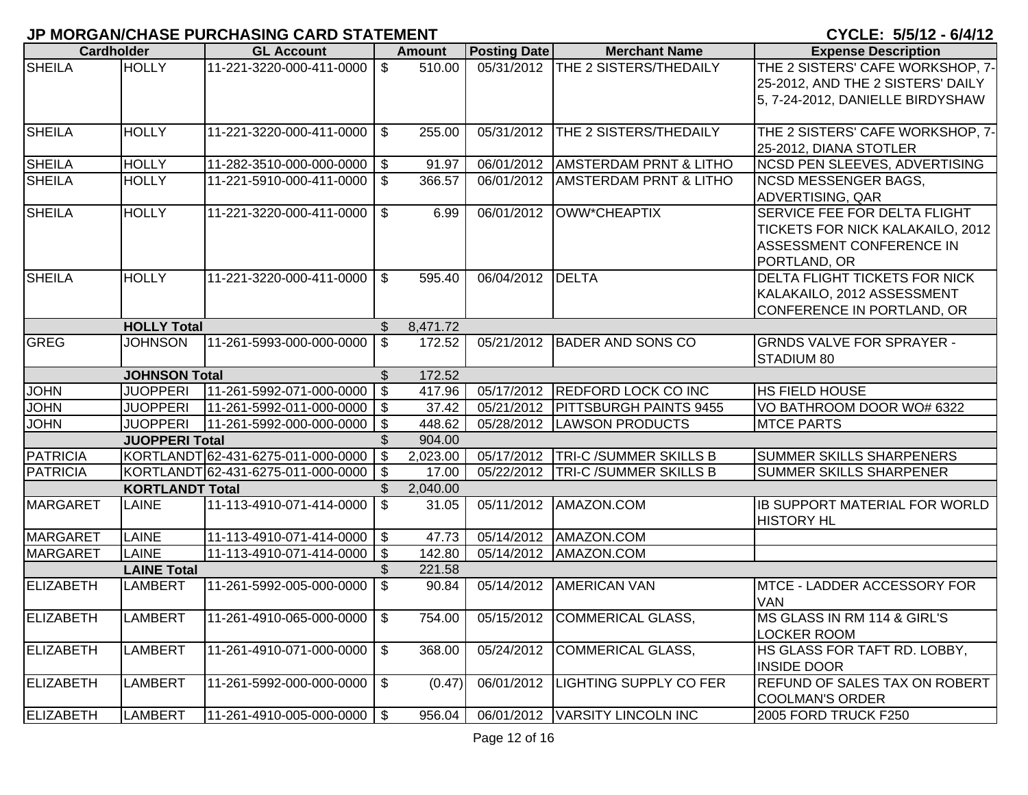# JP MORGAN/CHASE PURCHASING CARD STATEMENT

**CYCLE: 5/5/12 - 6/4/12**

| Cardholder | | GL Account | | Amount | Posting Date | Merchant Name | Expense Description |
|---|---|---|---|---|---|---|---|
| SHEILA | HOLLY | 11-221-3220-000-411-0000 | $ | 510.00 | 05/31/2012 | THE 2 SISTERS/THEDAILY | THE 2 SISTERS' CAFE WORKSHOP, 7-25-2012, AND THE 2 SISTERS' DAILY 5, 7-24-2012, DANIELLE BIRDYSHAW |
| SHEILA | HOLLY | 11-221-3220-000-411-0000 | $ | 255.00 | 05/31/2012 | THE 2 SISTERS/THEDAILY | THE 2 SISTERS' CAFE WORKSHOP, 7-25-2012, DIANA STOTLER |
| SHEILA | HOLLY | 11-282-3510-000-000-0000 | $ | 91.97 | 06/01/2012 | AMSTERDAM PRNT & LITHO | NCSD PEN SLEEVES, ADVERTISING |
| SHEILA | HOLLY | 11-221-5910-000-411-0000 | $ | 366.57 | 06/01/2012 | AMSTERDAM PRNT & LITHO | NCSD MESSENGER BAGS, ADVERTISING, QAR |
| SHEILA | HOLLY | 11-221-3220-000-411-0000 | $ | 6.99 | 06/01/2012 | OWW*CHEAPTIX | SERVICE FEE FOR DELTA FLIGHT TICKETS FOR NICK KALAKAILO, 2012 ASSESSMENT CONFERENCE IN PORTLAND, OR |
| SHEILA | HOLLY | 11-221-3220-000-411-0000 | $ | 595.40 | 06/04/2012 | DELTA | DELTA FLIGHT TICKETS FOR NICK KALAKAILO, 2012 ASSESSMENT CONFERENCE IN PORTLAND, OR |
| | **HOLLY Total** | | $ | 8,471.72 | | | |
| GREG | JOHNSON | 11-261-5993-000-000-0000 | $ | 172.52 | 05/21/2012 | BADER AND SONS CO | GRNDS VALVE FOR SPRAYER - STADIUM 80 |
| | **JOHNSON Total** | | $ | 172.52 | | | |
| JOHN | JUOPPERI | 11-261-5992-071-000-0000 | $ | 417.96 | 05/17/2012 | REDFORD LOCK CO INC | HS FIELD HOUSE |
| JOHN | JUOPPERI | 11-261-5992-011-000-0000 | $ | 37.42 | 05/21/2012 | PITTSBURGH PAINTS 9455 | VO BATHROOM DOOR WO# 6322 |
| JOHN | JUOPPERI | 11-261-5992-000-000-0000 | $ | 448.62 | 05/28/2012 | LAWSON PRODUCTS | MTCE PARTS |
| | **JUOPPERI Total** | | $ | 904.00 | | | |
| PATRICIA | KORTLANDT | 62-431-6275-011-000-0000 | $ | 2,023.00 | 05/17/2012 | TRI-C /SUMMER SKILLS B | SUMMER SKILLS SHARPENERS |
| PATRICIA | KORTLANDT | 62-431-6275-011-000-0000 | $ | 17.00 | 05/22/2012 | TRI-C /SUMMER SKILLS B | SUMMER SKILLS SHARPENER |
| | **KORTLANDT Total** | | $ | 2,040.00 | | | |
| MARGARET | LAINE | 11-113-4910-071-414-0000 | $ | 31.05 | 05/11/2012 | AMAZON.COM | IB SUPPORT MATERIAL FOR WORLD HISTORY HL |
| MARGARET | LAINE | 11-113-4910-071-414-0000 | $ | 47.73 | 05/14/2012 | AMAZON.COM | |
| MARGARET | LAINE | 11-113-4910-071-414-0000 | $ | 142.80 | 05/14/2012 | AMAZON.COM | |
| | **LAINE Total** | | $ | 221.58 | | | |
| ELIZABETH | LAMBERT | 11-261-5992-005-000-0000 | $ | 90.84 | 05/14/2012 | AMERICAN VAN | MTCE - LADDER ACCESSORY FOR VAN |
| ELIZABETH | LAMBERT | 11-261-4910-065-000-0000 | $ | 754.00 | 05/15/2012 | COMMERICAL GLASS, | MS GLASS IN RM 114 & GIRL'S LOCKER ROOM |
| ELIZABETH | LAMBERT | 11-261-4910-071-000-0000 | $ | 368.00 | 05/24/2012 | COMMERICAL GLASS, | HS GLASS FOR TAFT RD. LOBBY, INSIDE DOOR |
| ELIZABETH | LAMBERT | 11-261-5992-000-000-0000 | $ | (0.47) | 06/01/2012 | LIGHTING SUPPLY CO FER | REFUND OF SALES TAX ON ROBERT COOLMAN'S ORDER |
| ELIZABETH | LAMBERT | 11-261-4910-005-000-0000 | $ | 956.04 | 06/01/2012 | VARSITY LINCOLN INC | 2005 FORD TRUCK F250 |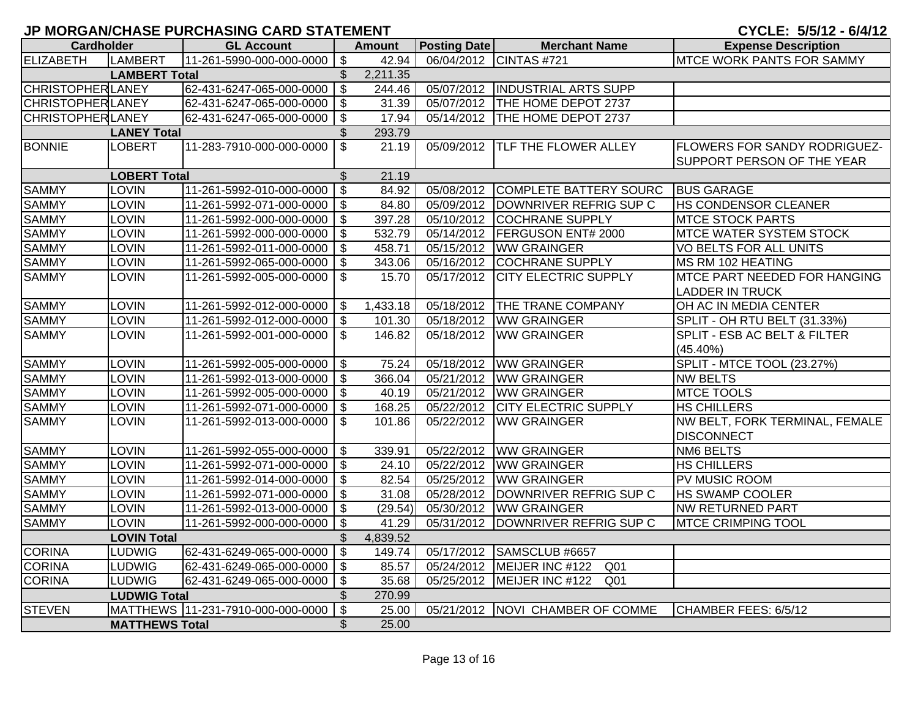# JP MORGAN/CHASE PURCHASING CARD STATEMENT

CYCLE: 5/5/12 - 6/4/12

| Cardholder | | GL Account | Amount | Posting Date | Merchant Name | Expense Description |
|---|---|---|---|---|---|---|
| ELIZABETH | LAMBERT | 11-261-5990-000-000-0000 | $ 42.94 | 06/04/2012 | CINTAS #721 | MTCE WORK PANTS FOR SAMMY |
| | LAMBERT Total | | $ 2,211.35 | | | |
| CHRISTOPHER | LANEY | 62-431-6247-065-000-0000 | $ 244.46 | 05/07/2012 | INDUSTRIAL ARTS SUPP | |
| CHRISTOPHER | LANEY | 62-431-6247-065-000-0000 | $ 31.39 | 05/07/2012 | THE HOME DEPOT 2737 | |
| CHRISTOPHER | LANEY | 62-431-6247-065-000-0000 | $ 17.94 | 05/14/2012 | THE HOME DEPOT 2737 | |
| | LANEY Total | | $ 293.79 | | | |
| BONNIE | LOBERT | 11-283-7910-000-000-0000 | $ 21.19 | 05/09/2012 | TLF THE FLOWER ALLEY | FLOWERS FOR SANDY RODRIGUEZ- SUPPORT PERSON OF THE YEAR |
| | LOBERT Total | | $ 21.19 | | | |
| SAMMY | LOVIN | 11-261-5992-010-000-0000 | $ 84.92 | 05/08/2012 | COMPLETE BATTERY SOURC | BUS GARAGE |
| SAMMY | LOVIN | 11-261-5992-071-000-0000 | $ 84.80 | 05/09/2012 | DOWNRIVER REFRIG SUP C | HS CONDENSOR CLEANER |
| SAMMY | LOVIN | 11-261-5992-000-000-0000 | $ 397.28 | 05/10/2012 | COCHRANE SUPPLY | MTCE STOCK PARTS |
| SAMMY | LOVIN | 11-261-5992-000-000-0000 | $ 532.79 | 05/14/2012 | FERGUSON ENT# 2000 | MTCE WATER SYSTEM STOCK |
| SAMMY | LOVIN | 11-261-5992-011-000-0000 | $ 458.71 | 05/15/2012 | WW GRAINGER | VO BELTS FOR ALL UNITS |
| SAMMY | LOVIN | 11-261-5992-065-000-0000 | $ 343.06 | 05/16/2012 | COCHRANE SUPPLY | MS RM 102 HEATING |
| SAMMY | LOVIN | 11-261-5992-005-000-0000 | $ 15.70 | 05/17/2012 | CITY ELECTRIC SUPPLY | MTCE PART NEEDED FOR HANGING LADDER IN TRUCK |
| SAMMY | LOVIN | 11-261-5992-012-000-0000 | $ 1,433.18 | 05/18/2012 | THE TRANE COMPANY | OH AC IN MEDIA CENTER |
| SAMMY | LOVIN | 11-261-5992-012-000-0000 | $ 101.30 | 05/18/2012 | WW GRAINGER | SPLIT - OH RTU BELT (31.33%) |
| SAMMY | LOVIN | 11-261-5992-001-000-0000 | $ 146.82 | 05/18/2012 | WW GRAINGER | SPLIT - ESB AC BELT & FILTER (45.40%) |
| SAMMY | LOVIN | 11-261-5992-005-000-0000 | $ 75.24 | 05/18/2012 | WW GRAINGER | SPLIT - MTCE TOOL (23.27%) |
| SAMMY | LOVIN | 11-261-5992-013-000-0000 | $ 366.04 | 05/21/2012 | WW GRAINGER | NW BELTS |
| SAMMY | LOVIN | 11-261-5992-005-000-0000 | $ 40.19 | 05/21/2012 | WW GRAINGER | MTCE TOOLS |
| SAMMY | LOVIN | 11-261-5992-071-000-0000 | $ 168.25 | 05/22/2012 | CITY ELECTRIC SUPPLY | HS CHILLERS |
| SAMMY | LOVIN | 11-261-5992-013-000-0000 | $ 101.86 | 05/22/2012 | WW GRAINGER | NW BELT, FORK TERMINAL, FEMALE DISCONNECT |
| SAMMY | LOVIN | 11-261-5992-055-000-0000 | $ 339.91 | 05/22/2012 | WW GRAINGER | NM6 BELTS |
| SAMMY | LOVIN | 11-261-5992-071-000-0000 | $ 24.10 | 05/22/2012 | WW GRAINGER | HS CHILLERS |
| SAMMY | LOVIN | 11-261-5992-014-000-0000 | $ 82.54 | 05/25/2012 | WW GRAINGER | PV MUSIC ROOM |
| SAMMY | LOVIN | 11-261-5992-071-000-0000 | $ 31.08 | 05/28/2012 | DOWNRIVER REFRIG SUP C | HS SWAMP COOLER |
| SAMMY | LOVIN | 11-261-5992-013-000-0000 | $ (29.54) | 05/30/2012 | WW GRAINGER | NW RETURNED PART |
| SAMMY | LOVIN | 11-261-5992-000-000-0000 | $ 41.29 | 05/31/2012 | DOWNRIVER REFRIG SUP C | MTCE CRIMPING TOOL |
| | LOVIN Total | | $ 4,839.52 | | | |
| CORINA | LUDWIG | 62-431-6249-065-000-0000 | $ 149.74 | 05/17/2012 | SAMSCLUB #6657 | |
| CORINA | LUDWIG | 62-431-6249-065-000-0000 | $ 85.57 | 05/24/2012 | MEIJER INC #122 Q01 | |
| CORINA | LUDWIG | 62-431-6249-065-000-0000 | $ 35.68 | 05/25/2012 | MEIJER INC #122 Q01 | |
| | LUDWIG Total | | $ 270.99 | | | |
| STEVEN | MATTHEWS | 11-231-7910-000-000-0000 | $ 25.00 | 05/21/2012 | NOVI CHAMBER OF COMME | CHAMBER FEES: 6/5/12 |
| | MATTHEWS Total | | $ 25.00 | | | |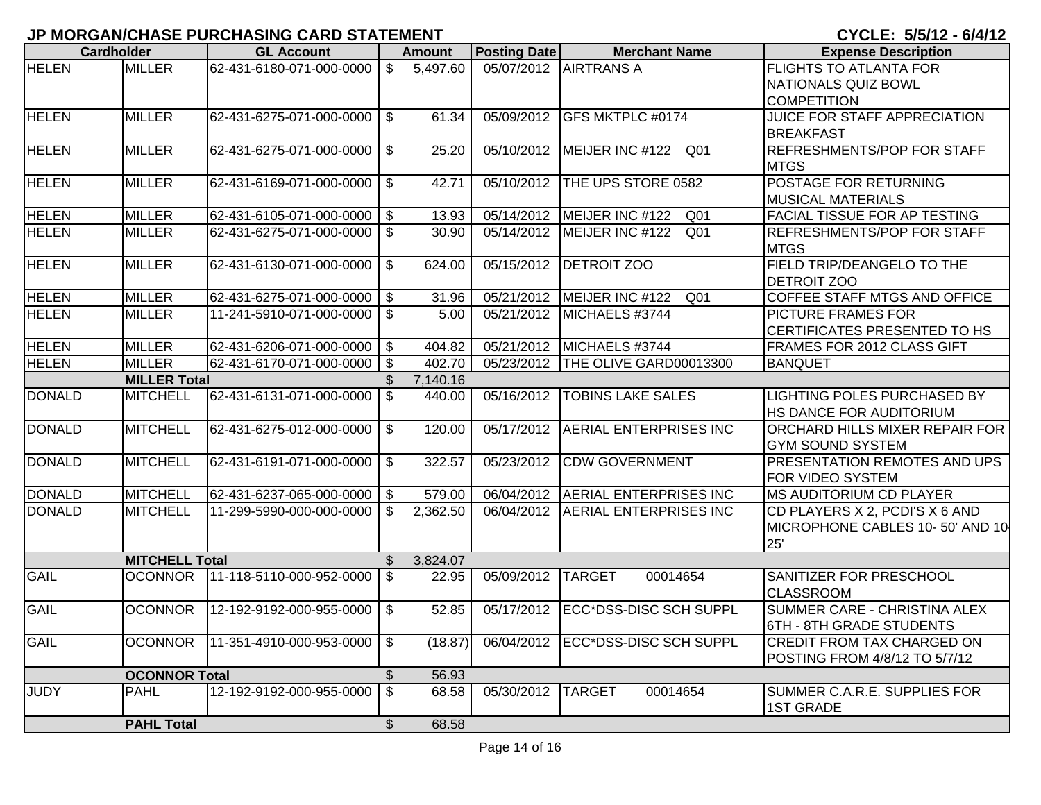## JP MORGAN/CHASE PURCHASING CARD STATEMENT

**CYCLE: 5/5/12 - 6/4/12**

| Cardholder | | GL Account | Amount | Posting Date | Merchant Name | Expense Description |
|---|---|---|---|---|---|---|
| HELEN | MILLER | 62-431-6180-071-000-0000 | $ 5,497.60 | 05/07/2012 | AIRTRANS A | FLIGHTS TO ATLANTA FOR NATIONALS QUIZ BOWL COMPETITION |
| HELEN | MILLER | 62-431-6275-071-000-0000 | $ 61.34 | 05/09/2012 | GFS MKTPLC #0174 | JUICE FOR STAFF APPRECIATION BREAKFAST |
| HELEN | MILLER | 62-431-6275-071-000-0000 | $ 25.20 | 05/10/2012 | MEIJER INC #122 Q01 | REFRESHMENTS/POP FOR STAFF MTGS |
| HELEN | MILLER | 62-431-6169-071-000-0000 | $ 42.71 | 05/10/2012 | THE UPS STORE 0582 | POSTAGE FOR RETURNING MUSICAL MATERIALS |
| HELEN | MILLER | 62-431-6105-071-000-0000 | $ 13.93 | 05/14/2012 | MEIJER INC #122 Q01 | FACIAL TISSUE FOR AP TESTING |
| HELEN | MILLER | 62-431-6275-071-000-0000 | $ 30.90 | 05/14/2012 | MEIJER INC #122 Q01 | REFRESHMENTS/POP FOR STAFF MTGS |
| HELEN | MILLER | 62-431-6130-071-000-0000 | $ 624.00 | 05/15/2012 | DETROIT ZOO | FIELD TRIP/DEANGELO TO THE DETROIT ZOO |
| HELEN | MILLER | 62-431-6275-071-000-0000 | $ 31.96 | 05/21/2012 | MEIJER INC #122 Q01 | COFFEE STAFF MTGS AND OFFICE |
| HELEN | MILLER | 11-241-5910-071-000-0000 | $ 5.00 | 05/21/2012 | MICHAELS #3744 | PICTURE FRAMES FOR CERTIFICATES PRESENTED TO HS |
| HELEN | MILLER | 62-431-6206-071-000-0000 | $ 404.82 | 05/21/2012 | MICHAELS #3744 | FRAMES FOR 2012 CLASS GIFT |
| HELEN | MILLER | 62-431-6170-071-000-0000 | $ 402.70 | 05/23/2012 | THE OLIVE GARD00013300 | BANQUET |
| | **MILLER Total** | | $ 7,140.16 | | | |
| DONALD | MITCHELL | 62-431-6131-071-000-0000 | $ 440.00 | 05/16/2012 | TOBINS LAKE SALES | LIGHTING POLES PURCHASED BY HS DANCE FOR AUDITORIUM |
| DONALD | MITCHELL | 62-431-6275-012-000-0000 | $ 120.00 | 05/17/2012 | AERIAL ENTERPRISES INC | ORCHARD HILLS MIXER REPAIR FOR GYM SOUND SYSTEM |
| DONALD | MITCHELL | 62-431-6191-071-000-0000 | $ 322.57 | 05/23/2012 | CDW GOVERNMENT | PRESENTATION REMOTES AND UPS FOR VIDEO SYSTEM |
| DONALD | MITCHELL | 62-431-6237-065-000-0000 | $ 579.00 | 06/04/2012 | AERIAL ENTERPRISES INC | MS AUDITORIUM CD PLAYER |
| DONALD | MITCHELL | 11-299-5990-000-000-0000 | $ 2,362.50 | 06/04/2012 | AERIAL ENTERPRISES INC | CD PLAYERS X 2, PCDI'S X 6 AND MICROPHONE CABLES 10- 50' AND 10- 25' |
| | **MITCHELL Total** | | $ 3,824.07 | | | |
| GAIL | OCONNOR | 11-118-5110-000-952-0000 | $ 22.95 | 05/09/2012 | TARGET 00014654 | SANITIZER FOR PRESCHOOL CLASSROOM |
| GAIL | OCONNOR | 12-192-9192-000-955-0000 | $ 52.85 | 05/17/2012 | ECC*DSS-DISC SCH SUPPL | SUMMER CARE - CHRISTINA ALEX 6TH - 8TH GRADE STUDENTS |
| GAIL | OCONNOR | 11-351-4910-000-953-0000 | $ (18.87) | 06/04/2012 | ECC*DSS-DISC SCH SUPPL | CREDIT FROM TAX CHARGED ON POSTING FROM 4/8/12 TO 5/7/12 |
| | **OCONNOR Total** | | $ 56.93 | | | |
| JUDY | PAHL | 12-192-9192-000-955-0000 | $ 68.58 | 05/30/2012 | TARGET 00014654 | SUMMER C.A.R.E. SUPPLIES FOR 1ST GRADE |
| | **PAHL Total** | | $ 68.58 | | | |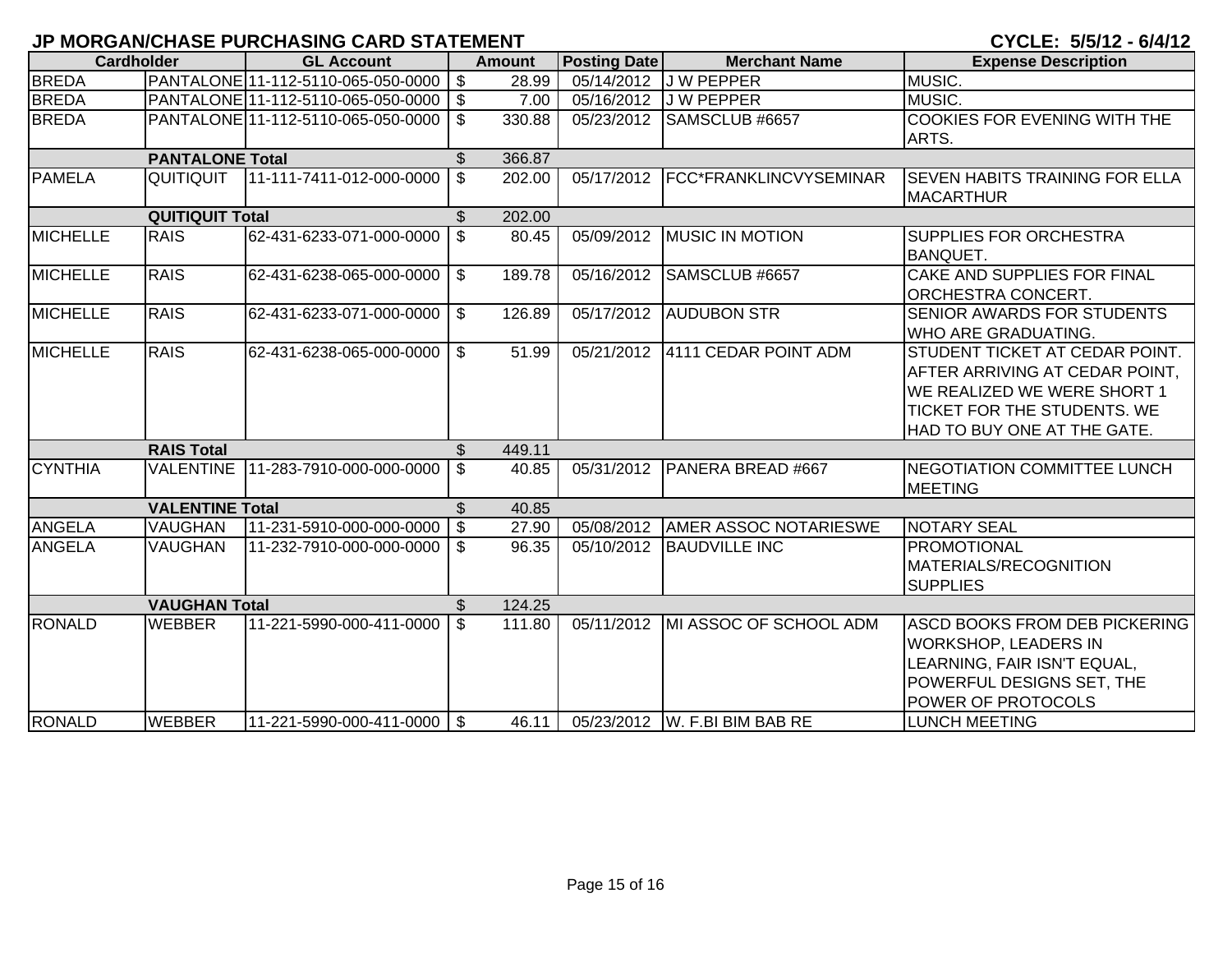## JP MORGAN/CHASE PURCHASING CARD STATEMENT

**CYCLE: 5/5/12 - 6/4/12**

| Cardholder | | GL Account | Amount | Posting Date | Merchant Name | Expense Description |
|---|---|---|---|---|---|---|
| BREDA | PANTALONE | 11-112-5110-065-050-0000 | $ 28.99 | 05/14/2012 | J W PEPPER | MUSIC. |
| BREDA | PANTALONE | 11-112-5110-065-050-0000 | $ 7.00 | 05/16/2012 | J W PEPPER | MUSIC. |
| BREDA | PANTALONE | 11-112-5110-065-050-0000 | $ 330.88 | 05/23/2012 | SAMSCLUB #6657 | COOKIES FOR EVENING WITH THE ARTS. |
| | **PANTALONE Total** | | $ 366.87 | | | |
| PAMELA | QUITIQUIT | 11-111-7411-012-000-0000 | $ 202.00 | 05/17/2012 | FCC*FRANKLINCVYSEMINAR | SEVEN HABITS TRAINING FOR ELLA MACARTHUR |
| | **QUITIQUIT Total** | | $ 202.00 | | | |
| MICHELLE | RAIS | 62-431-6233-071-000-0000 | $ 80.45 | 05/09/2012 | MUSIC IN MOTION | SUPPLIES FOR ORCHESTRA BANQUET. |
| MICHELLE | RAIS | 62-431-6238-065-000-0000 | $ 189.78 | 05/16/2012 | SAMSCLUB #6657 | CAKE AND SUPPLIES FOR FINAL ORCHESTRA CONCERT. |
| MICHELLE | RAIS | 62-431-6233-071-000-0000 | $ 126.89 | 05/17/2012 | AUDUBON STR | SENIOR AWARDS FOR STUDENTS WHO ARE GRADUATING. |
| MICHELLE | RAIS | 62-431-6238-065-000-0000 | $ 51.99 | 05/21/2012 | 4111 CEDAR POINT ADM | STUDENT TICKET AT CEDAR POINT. AFTER ARRIVING AT CEDAR POINT, WE REALIZED WE WERE SHORT 1 TICKET FOR THE STUDENTS. WE HAD TO BUY ONE AT THE GATE. |
| | **RAIS Total** | | $ 449.11 | | | |
| CYNTHIA | VALENTINE | 11-283-7910-000-000-0000 | $ 40.85 | 05/31/2012 | PANERA BREAD #667 | NEGOTIATION COMMITTEE LUNCH MEETING |
| | **VALENTINE Total** | | $ 40.85 | | | |
| ANGELA | VAUGHAN | 11-231-5910-000-000-0000 | $ 27.90 | 05/08/2012 | AMER ASSOC NOTARIESWE | NOTARY SEAL |
| ANGELA | VAUGHAN | 11-232-7910-000-000-0000 | $ 96.35 | 05/10/2012 | BAUDVILLE INC | PROMOTIONAL MATERIALS/RECOGNITION SUPPLIES |
| | **VAUGHAN Total** | | $ 124.25 | | | |
| RONALD | WEBBER | 11-221-5990-000-411-0000 | $ 111.80 | 05/11/2012 | MI ASSOC OF SCHOOL ADM | ASCD BOOKS FROM DEB PICKERING WORKSHOP, LEADERS IN LEARNING, FAIR ISN'T EQUAL, POWERFUL DESIGNS SET, THE POWER OF PROTOCOLS |
| RONALD | WEBBER | 11-221-5990-000-411-0000 | $ 46.11 | 05/23/2012 | W. F.BI BIM BAB RE | LUNCH MEETING |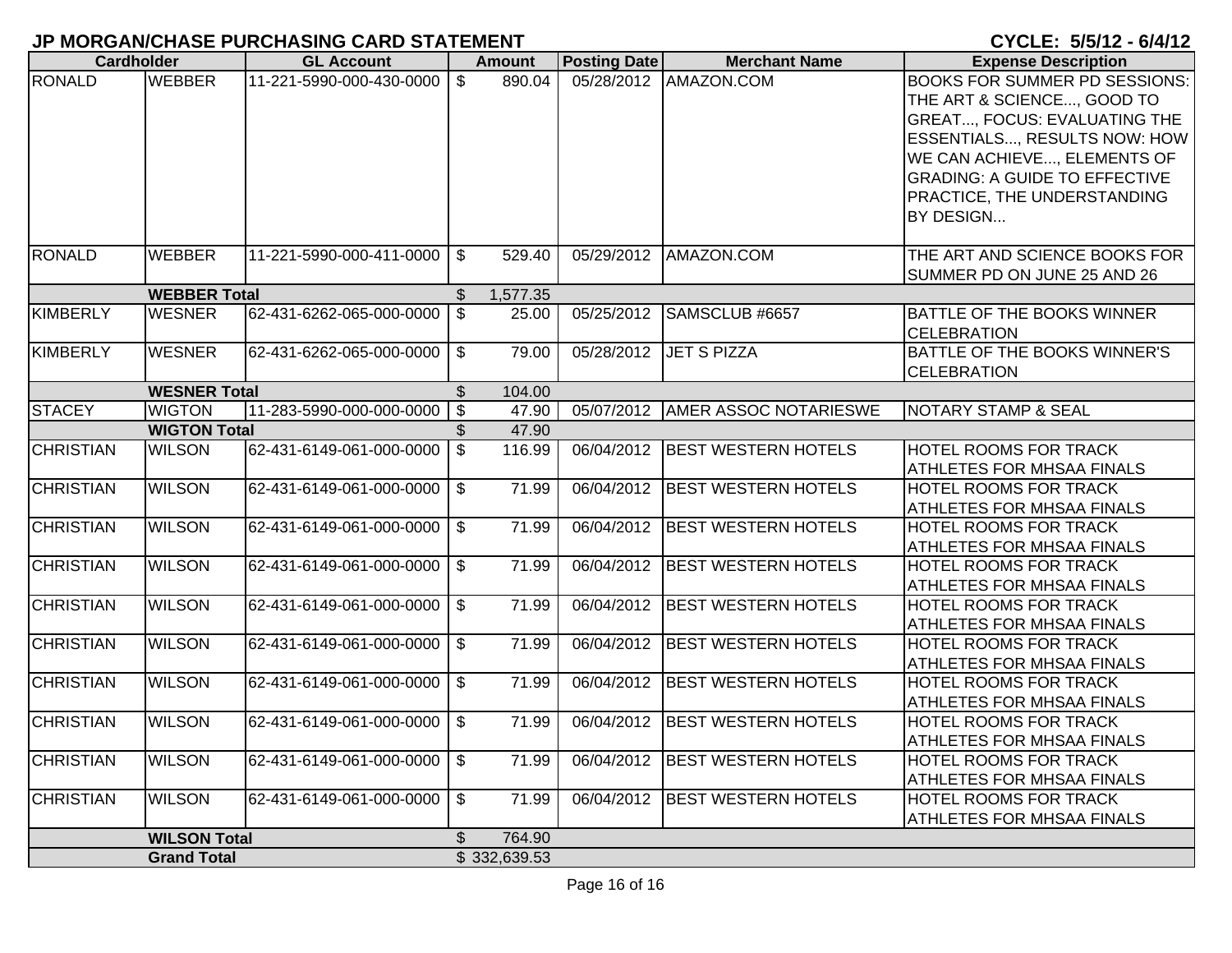## JP MORGAN/CHASE PURCHASING CARD STATEMENT

**CYCLE: 5/5/12 - 6/4/12**

| Cardholder | | GL Account | Amount | Posting Date | Merchant Name | Expense Description |
|---|---|---|---|---|---|---|
| RONALD | WEBBER | 11-221-5990-000-430-0000 | $ 890.04 | 05/28/2012 | AMAZON.COM | BOOKS FOR SUMMER PD SESSIONS: THE ART & SCIENCE..., GOOD TO GREAT..., FOCUS: EVALUATING THE ESSENTIALS..., RESULTS NOW: HOW WE CAN ACHIEVE..., ELEMENTS OF GRADING: A GUIDE TO EFFECTIVE PRACTICE, THE UNDERSTANDING BY DESIGN... |
| RONALD | WEBBER | 11-221-5990-000-411-0000 | $ 529.40 | 05/29/2012 | AMAZON.COM | THE ART AND SCIENCE BOOKS FOR SUMMER PD ON JUNE 25 AND 26 |
| | **WEBBER Total** | | $ 1,577.35 | | | |
| KIMBERLY | WESNER | 62-431-6262-065-000-0000 | $ 25.00 | 05/25/2012 | SAMSCLUB #6657 | BATTLE OF THE BOOKS WINNER CELEBRATION |
| KIMBERLY | WESNER | 62-431-6262-065-000-0000 | $ 79.00 | 05/28/2012 | JET S PIZZA | BATTLE OF THE BOOKS WINNER'S CELEBRATION |
| | **WESNER Total** | | $ 104.00 | | | |
| STACEY | WIGTON | 11-283-5990-000-000-0000 | $ 47.90 | 05/07/2012 | AMER ASSOC NOTARIESWE | NOTARY STAMP & SEAL |
| | **WIGTON Total** | | $ 47.90 | | | |
| CHRISTIAN | WILSON | 62-431-6149-061-000-0000 | $ 116.99 | 06/04/2012 | BEST WESTERN HOTELS | HOTEL ROOMS FOR TRACK ATHLETES FOR MHSAA FINALS |
| CHRISTIAN | WILSON | 62-431-6149-061-000-0000 | $ 71.99 | 06/04/2012 | BEST WESTERN HOTELS | HOTEL ROOMS FOR TRACK ATHLETES FOR MHSAA FINALS |
| CHRISTIAN | WILSON | 62-431-6149-061-000-0000 | $ 71.99 | 06/04/2012 | BEST WESTERN HOTELS | HOTEL ROOMS FOR TRACK ATHLETES FOR MHSAA FINALS |
| CHRISTIAN | WILSON | 62-431-6149-061-000-0000 | $ 71.99 | 06/04/2012 | BEST WESTERN HOTELS | HOTEL ROOMS FOR TRACK ATHLETES FOR MHSAA FINALS |
| CHRISTIAN | WILSON | 62-431-6149-061-000-0000 | $ 71.99 | 06/04/2012 | BEST WESTERN HOTELS | HOTEL ROOMS FOR TRACK ATHLETES FOR MHSAA FINALS |
| CHRISTIAN | WILSON | 62-431-6149-061-000-0000 | $ 71.99 | 06/04/2012 | BEST WESTERN HOTELS | HOTEL ROOMS FOR TRACK ATHLETES FOR MHSAA FINALS |
| CHRISTIAN | WILSON | 62-431-6149-061-000-0000 | $ 71.99 | 06/04/2012 | BEST WESTERN HOTELS | HOTEL ROOMS FOR TRACK ATHLETES FOR MHSAA FINALS |
| CHRISTIAN | WILSON | 62-431-6149-061-000-0000 | $ 71.99 | 06/04/2012 | BEST WESTERN HOTELS | HOTEL ROOMS FOR TRACK ATHLETES FOR MHSAA FINALS |
| CHRISTIAN | WILSON | 62-431-6149-061-000-0000 | $ 71.99 | 06/04/2012 | BEST WESTERN HOTELS | HOTEL ROOMS FOR TRACK ATHLETES FOR MHSAA FINALS |
| CHRISTIAN | WILSON | 62-431-6149-061-000-0000 | $ 71.99 | 06/04/2012 | BEST WESTERN HOTELS | HOTEL ROOMS FOR TRACK ATHLETES FOR MHSAA FINALS |
| | **WILSON Total** | | $ 764.90 | | | |
| | **Grand Total** | | $ 332,639.53 | | | |